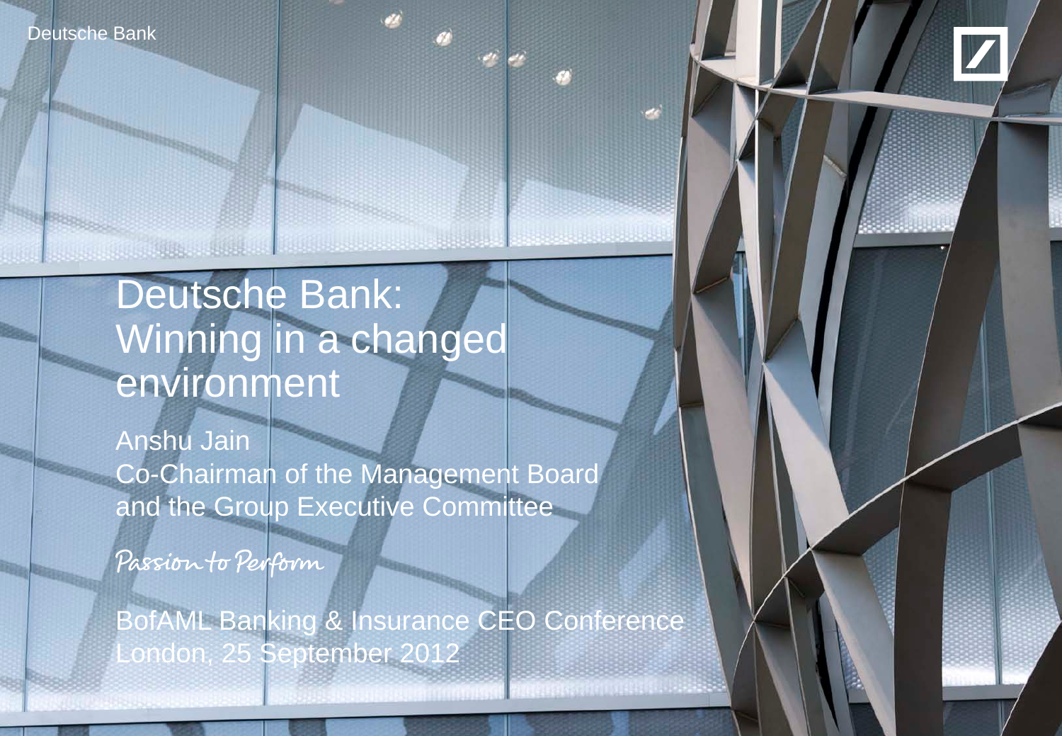Deutsche Bank

# Deutsche Bank: Winning in a changed environment

Anshu Jain
Co-Chairman of the Management Board and the Group Executive Committee

*Passion to Perform*

BofAML Banking & Insurance CEO Conference
London, 25 September 2012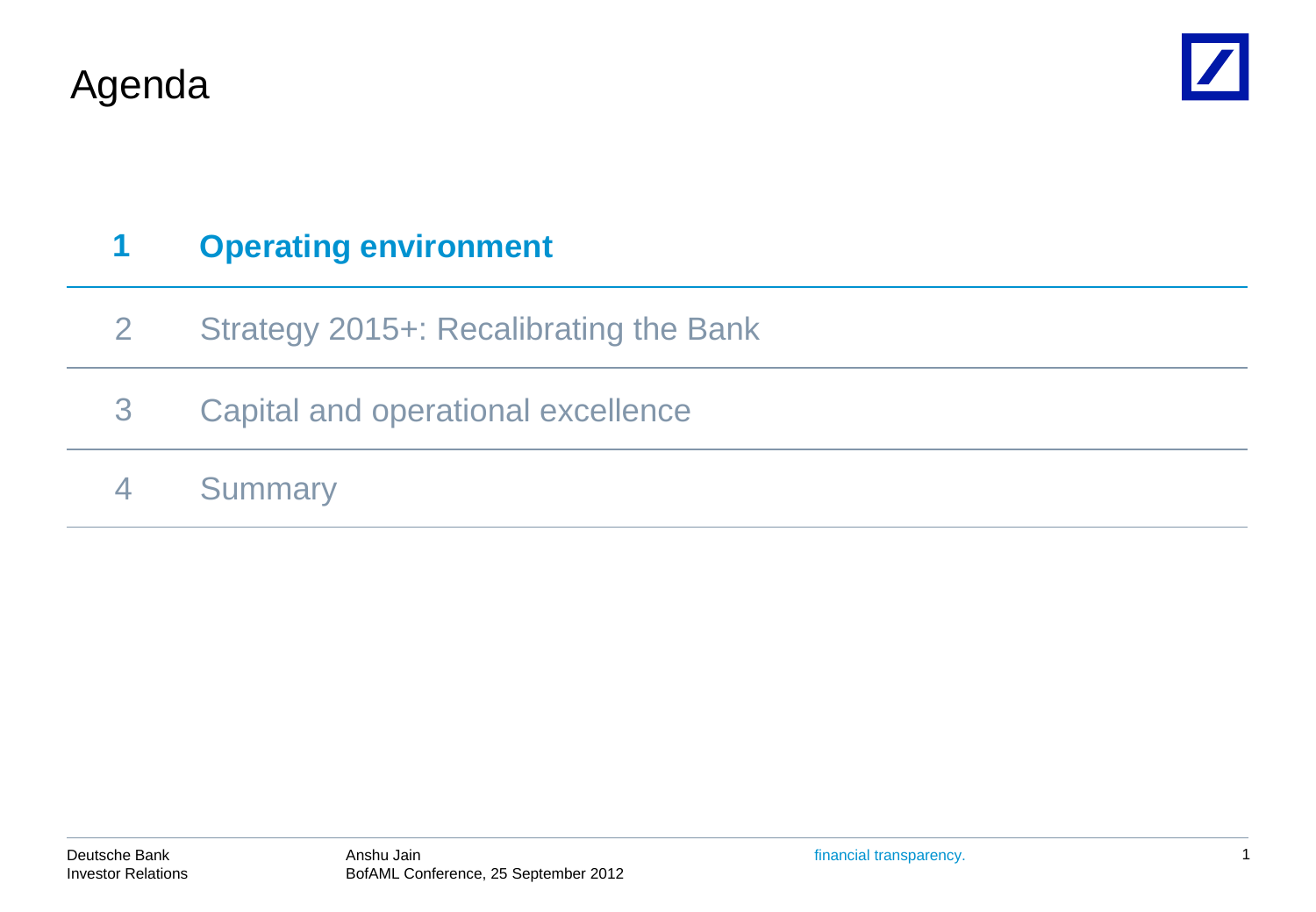# Agenda

1. **Operating environment**
2. Strategy 2015+: Recalibrating the Bank
3. Capital and operational excellence
4. Summary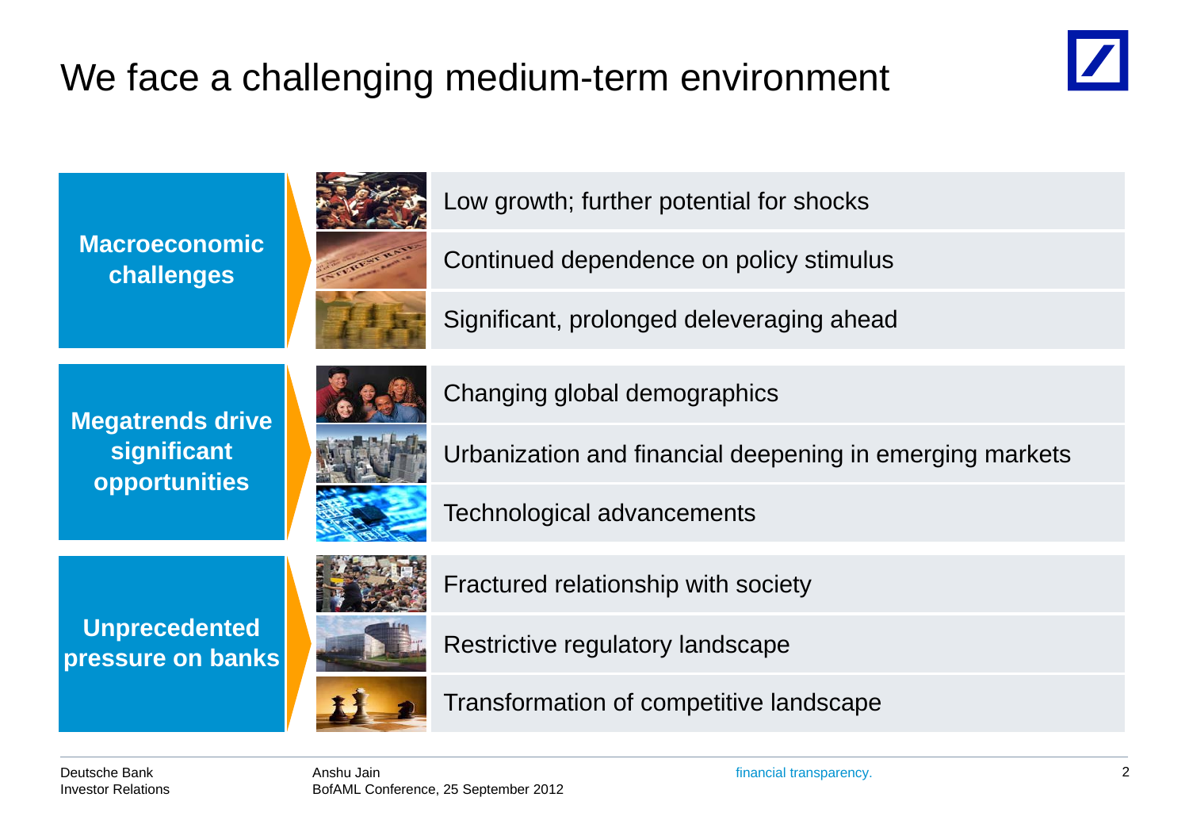# We face a challenging medium-term environment

**Macroeconomic challenges**

- Low growth; further potential for shocks
- Continued dependence on policy stimulus
- Significant, prolonged deleveraging ahead

**Megatrends drive significant opportunities**

- Changing global demographics
- Urbanization and financial deepening in emerging markets
- Technological advancements

**Unprecedented pressure on banks**

- Fractured relationship with society
- Restrictive regulatory landscape
- Transformation of competitive landscape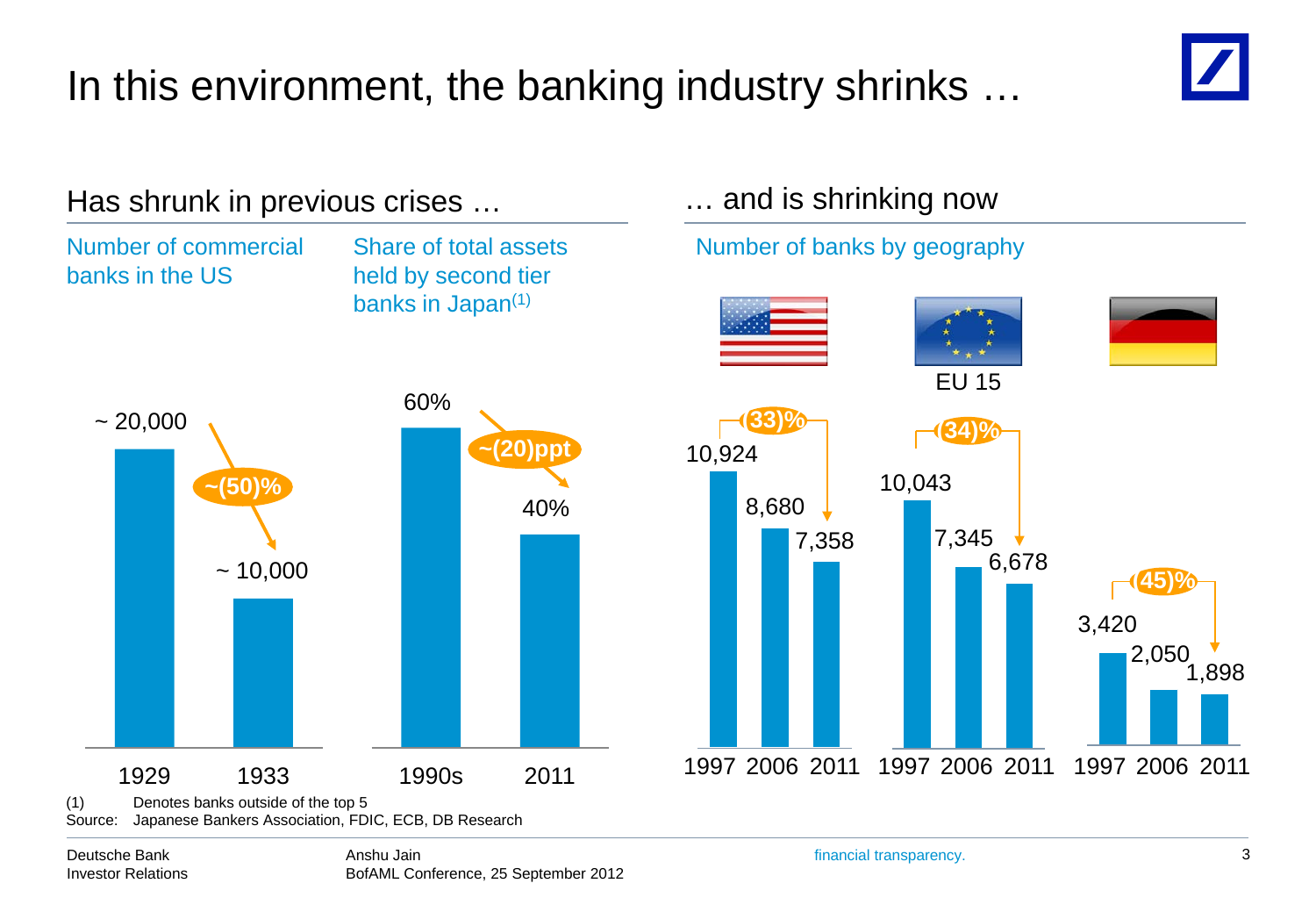# In this environment, the banking industry shrinks …

## Has shrunk in previous crises …

**Number of commercial banks in the US**

| Year | Number |
|---|---|
| 1929 | ~ 20,000 |
| 1933 | ~ 10,000 |

~(50)%

**Share of total assets held by second tier banks in Japan(1)**

| Period | Share |
|---|---|
| 1990s | 60% |
| 2011 | 40% |

~(20)ppt

## … and is shrinking now

**Number of banks by geography**

| | 1997 | 2006 | 2011 | Change |
|---|---|---|---|---|
| US | 10,924 | 8,680 | 7,358 | (33)% |
| EU 15 | 10,043 | 7,345 | 6,678 | (34)% |
| Germany | 3,420 | 2,050 | 1,898 | (45)% |

(1) Denotes banks outside of the top 5

Source: Japanese Bankers Association, FDIC, ECB, DB Research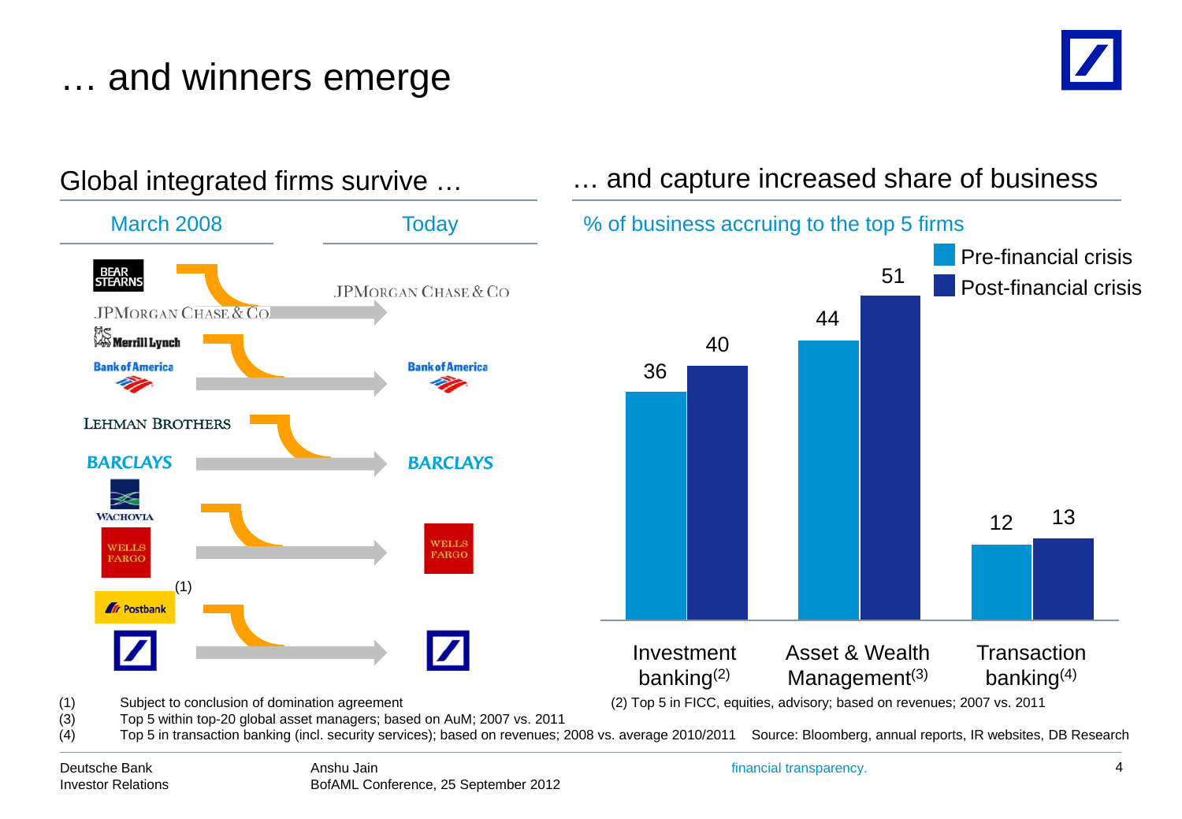# … and winners emerge

## Global integrated firms survive …

| March 2008 | Today |
| --- | --- |
| Bear Stearns, JPMorgan Chase & Co | JPMorgan Chase & Co |
| Merrill Lynch, Bank of America | Bank of America |
| Lehman Brothers, Barclays | Barclays |
| Wachovia, Wells Fargo | Wells Fargo |
| Postbank[(1)], Deutsche Bank | Deutsche Bank |

## … and capture increased share of business

% of business accruing to the top 5 firms

| | Pre-financial crisis | Post-financial crisis |
| --- | --- | --- |
| Investment banking[(2)] | 36 | 40 |
| Asset & Wealth Management[(3)] | 44 | 51 |
| Transaction banking[(4)] | 12 | 13 |

(1) Subject to conclusion of domination agreement

(2) Top 5 in FICC, equities, advisory; based on revenues; 2007 vs. 2011

(3) Top 5 within top-20 global asset managers; based on AuM; 2007 vs. 2011

(4) Top 5 in transaction banking (incl. security services); based on revenues; 2008 vs. average 2010/2011

Source: Bloomberg, annual reports, IR websites, DB Research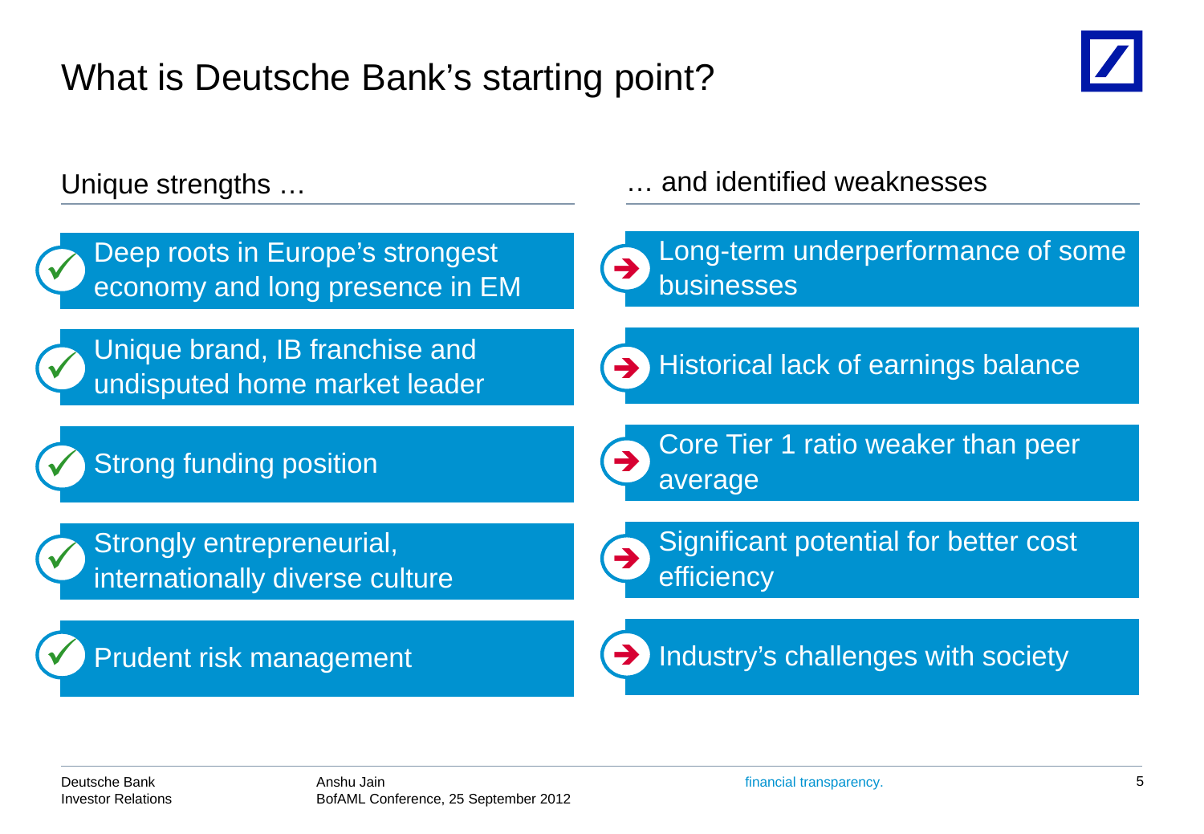# What is Deutsche Bank's starting point?

## Unique strengths …

- Deep roots in Europe's strongest economy and long presence in EM
- Unique brand, IB franchise and undisputed home market leader
- Strong funding position
- Strongly entrepreneurial, internationally diverse culture
- Prudent risk management

## … and identified weaknesses

- Long-term underperformance of some businesses
- Historical lack of earnings balance
- Core Tier 1 ratio weaker than peer average
- Significant potential for better cost efficiency
- Industry's challenges with society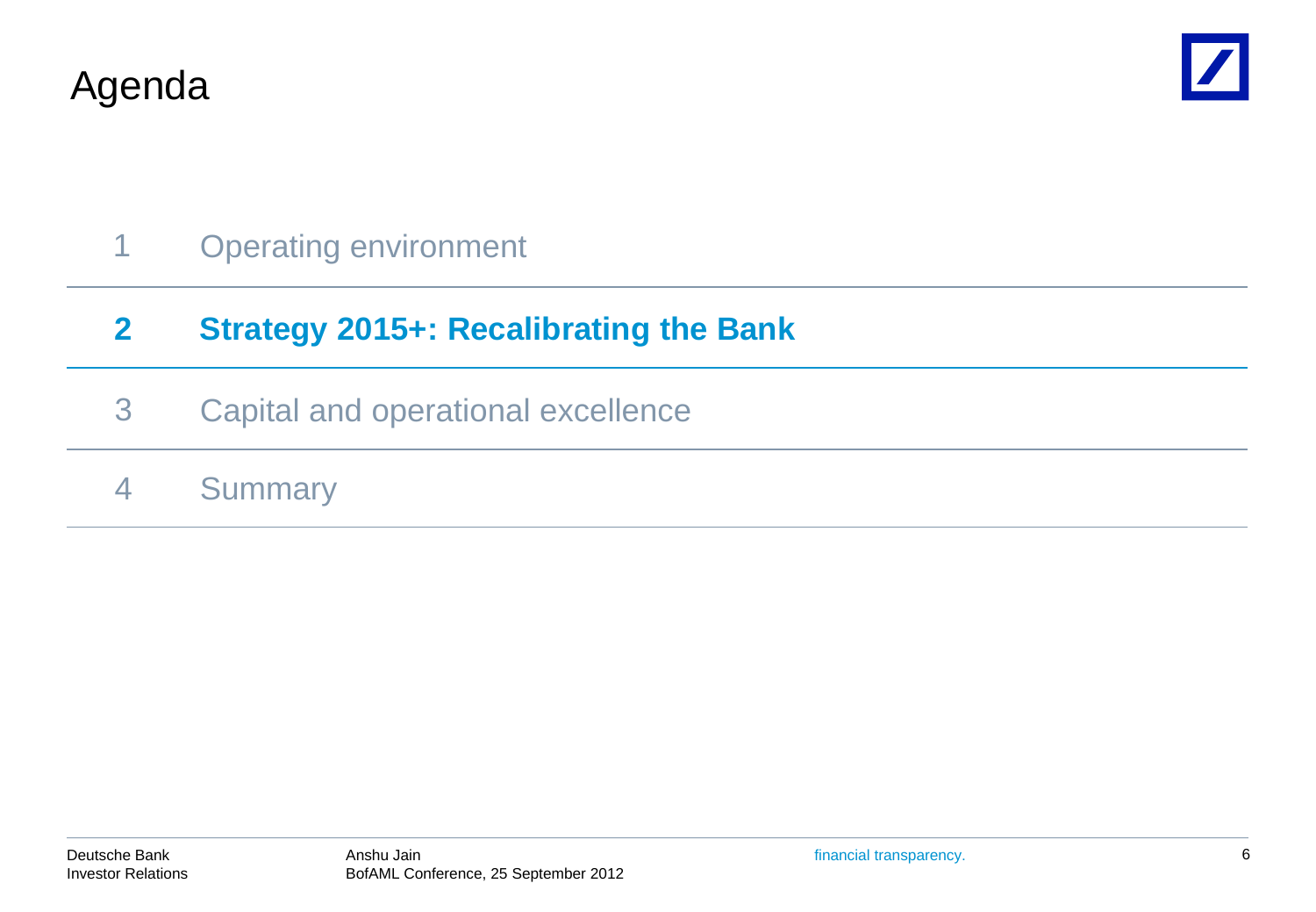# Agenda

1 Operating environment

**2 Strategy 2015+: Recalibrating the Bank**

3 Capital and operational excellence

4 Summary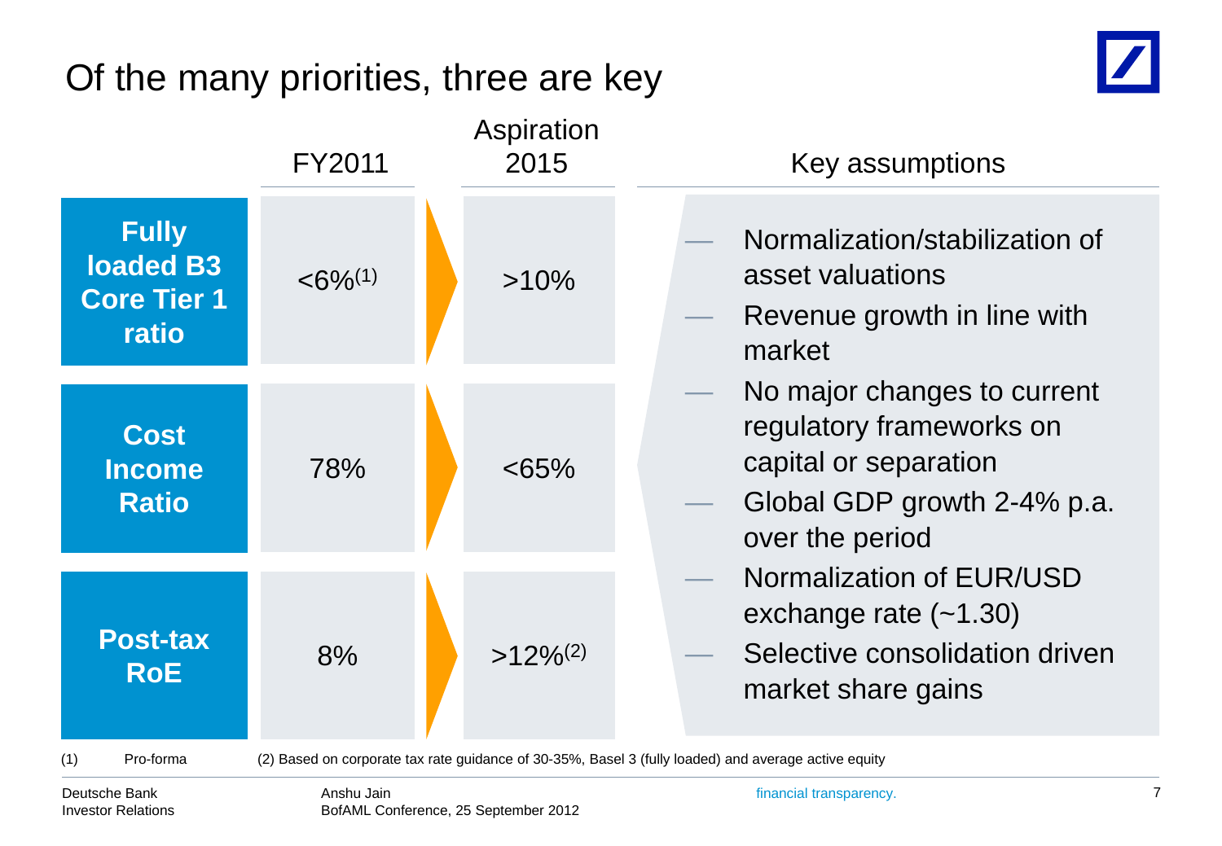# Of the many priorities, three are key

| | FY2011 | Aspiration 2015 |
|---|---|---|
| **Fully loaded B3 Core Tier 1 ratio** | <6%[1] | >10% |
| **Cost Income Ratio** | 78% | <65% |
| **Post-tax RoE** | 8% | >12%[2] |

**Key assumptions**

- Normalization/stabilization of asset valuations
- Revenue growth in line with market
- No major changes to current regulatory frameworks on capital or separation
- Global GDP growth 2-4% p.a. over the period
- Normalization of EUR/USD exchange rate (~1.30)
- Selective consolidation driven market share gains

(1) Pro-forma (2) Based on corporate tax rate guidance of 30-35%, Basel 3 (fully loaded) and average active equity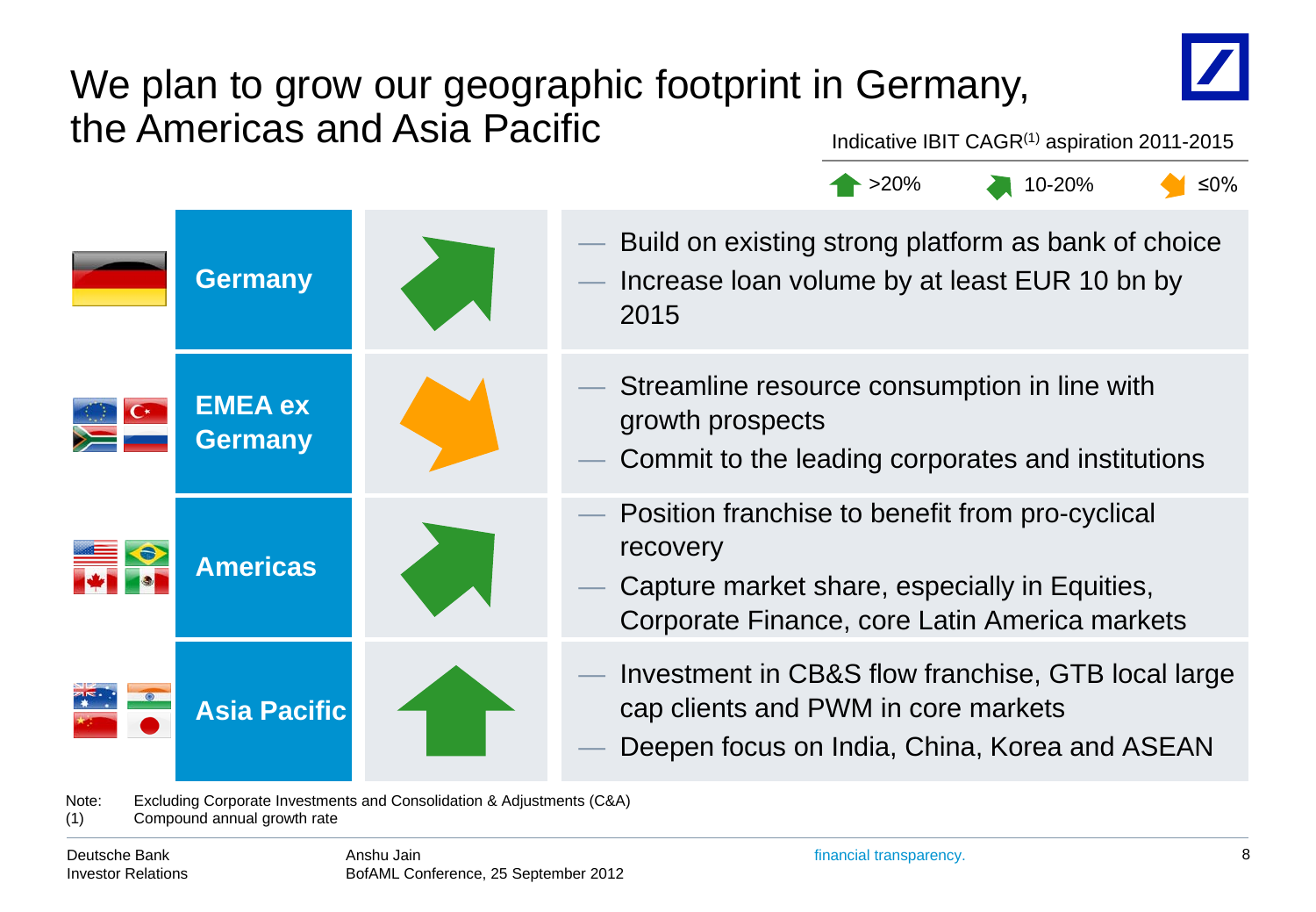# We plan to grow our geographic footprint in Germany, the Americas and Asia Pacific

Indicative IBIT CAGR[1] aspiration 2011-2015

Legend: >20% (up arrow) | 10-20% (up-right arrow) | ≤0% (down-right arrow)

| Region | Indicative IBIT CAGR aspiration | Focus |
|---|---|---|
| **Germany** | 10-20% | — Build on existing strong platform as bank of choice<br>— Increase loan volume by at least EUR 10 bn by 2015 |
| **EMEA ex Germany** | ≤0% | — Streamline resource consumption in line with growth prospects<br>— Commit to the leading corporates and institutions |
| **Americas** | 10-20% | — Position franchise to benefit from pro-cyclical recovery<br>— Capture market share, especially in Equities, Corporate Finance, core Latin America markets |
| **Asia Pacific** | >20% | — Investment in CB&S flow franchise, GTB local large cap clients and PWM in core markets<br>— Deepen focus on India, China, Korea and ASEAN |

Note: Excluding Corporate Investments and Consolidation & Adjustments (C&A)
(1) Compound annual growth rate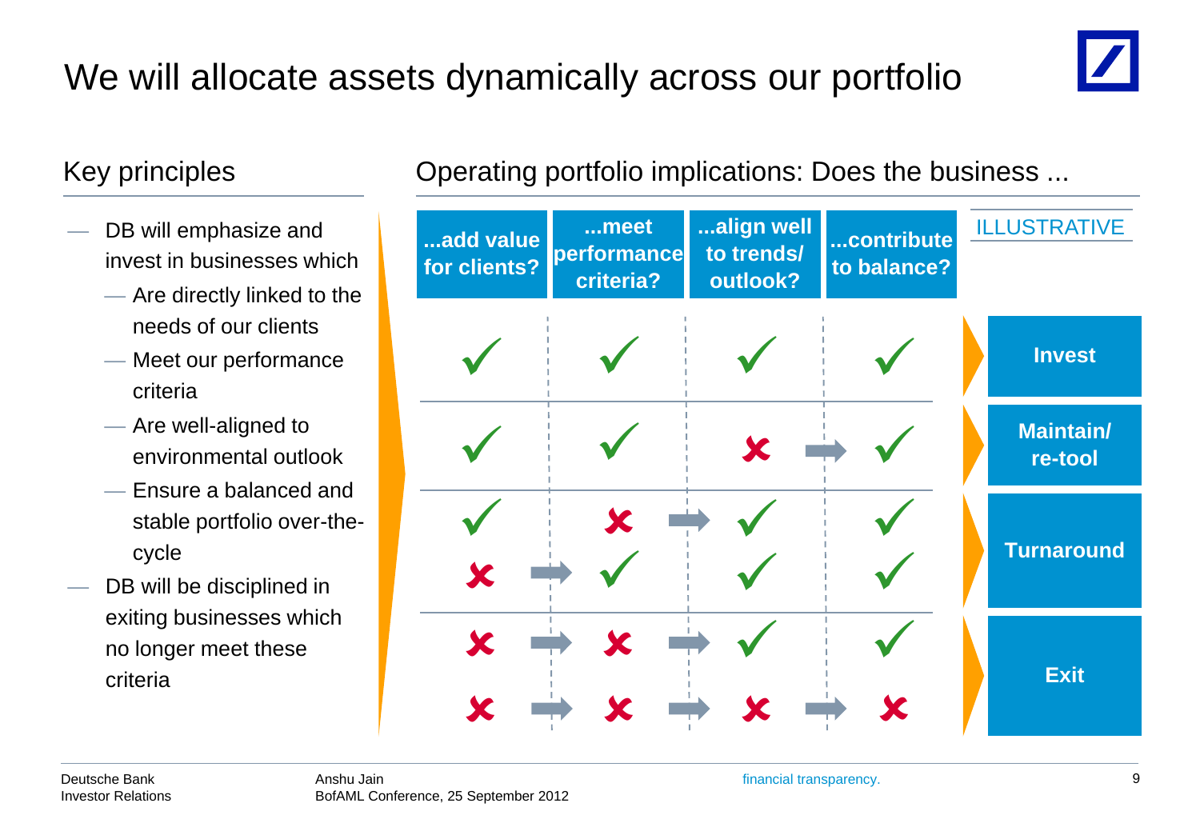# We will allocate assets dynamically across our portfolio

## Key principles

- DB will emphasize and invest in businesses which
  - Are directly linked to the needs of our clients
  - Meet our performance criteria
  - Are well-aligned to environmental outlook
  - Ensure a balanced and stable portfolio over-the-cycle
- DB will be disciplined in exiting businesses which no longer meet these criteria

## Operating portfolio implications: Does the business ...

ILLUSTRATIVE

| ...add value for clients? | ...meet performance criteria? | ...align well to trends/ outlook? | ...contribute to balance? | |
|---|---|---|---|---|
| ✓ | ✓ | ✓ | ✓ | **Invest** |
| ✓ | ✓ | ✗ → | ✓ | **Maintain/ re-tool** |
| ✓ | ✗ → | ✓ | ✓ | **Turnaround** |
| ✗ → | ✓ | ✓ | ✓ | **Turnaround** |
| ✗ → | ✗ → | ✓ | ✓ | **Exit** |
| ✗ → | ✗ → | ✗ → | ✗ | **Exit** |

Deutsche Bank
Investor Relations

Anshu Jain
BofAML Conference, 25 September 2012

financial transparency.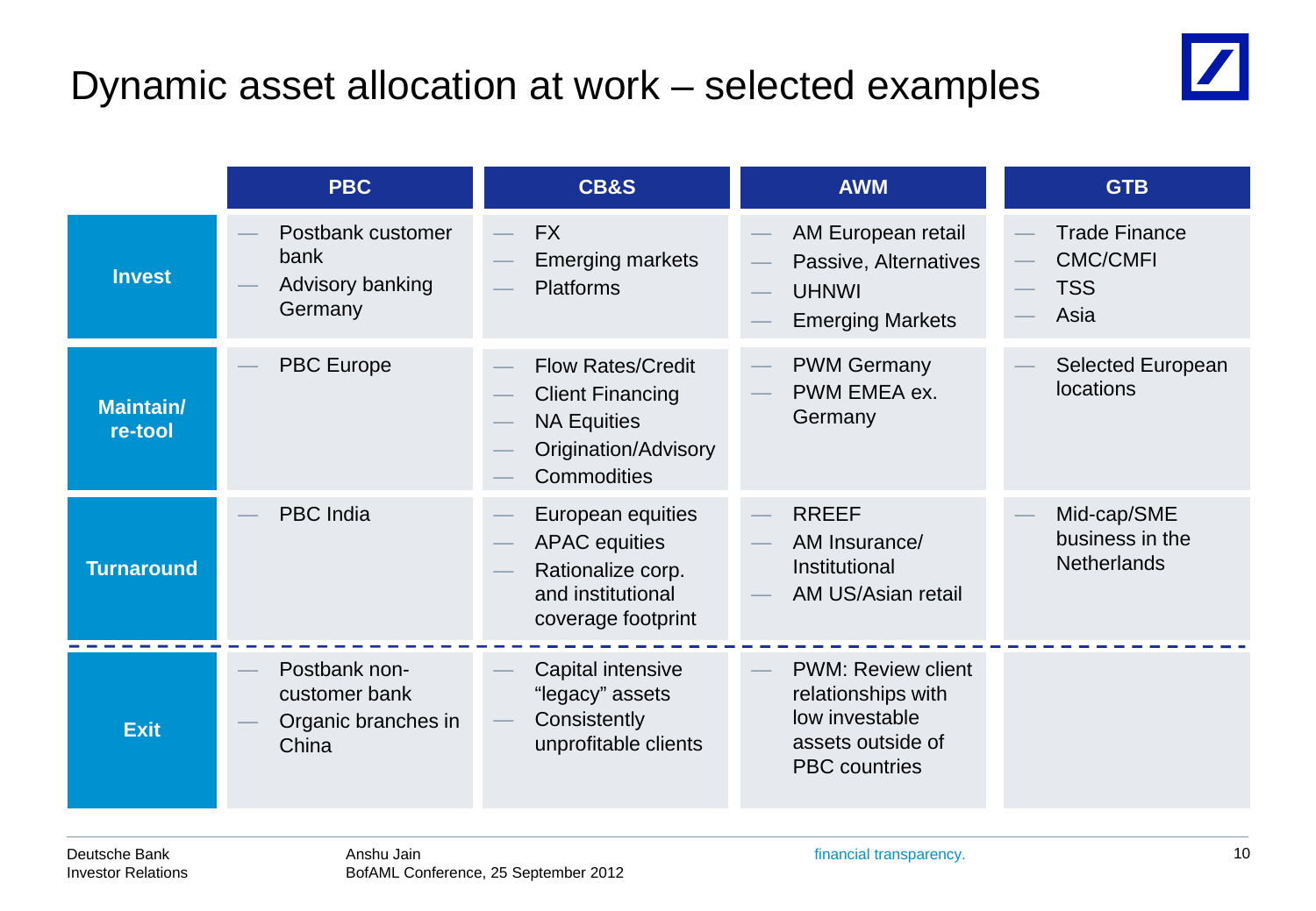# Dynamic asset allocation at work – selected examples

| | PBC | CB&S | AWM | GTB |
|---|---|---|---|---|
| **Invest** | — Postbank customer bank<br>— Advisory banking Germany | — FX<br>— Emerging markets<br>— Platforms | — AM European retail<br>— Passive, Alternatives<br>— UHNWI<br>— Emerging Markets | — Trade Finance<br>— CMC/CMFI<br>— TSS<br>— Asia |
| **Maintain/ re-tool** | — PBC Europe | — Flow Rates/Credit<br>— Client Financing<br>— NA Equities<br>— Origination/Advisory<br>— Commodities | — PWM Germany<br>— PWM EMEA ex. Germany | — Selected European locations |
| **Turnaround** | — PBC India | — European equities<br>— APAC equities<br>— Rationalize corp. and institutional coverage footprint | — RREEF<br>— AM Insurance/ Institutional<br>— AM US/Asian retail | — Mid-cap/SME business in the Netherlands |
| **Exit** | — Postbank non-customer bank<br>— Organic branches in China | — Capital intensive "legacy" assets<br>— Consistently unprofitable clients | — PWM: Review client relationships with low investable assets outside of PBC countries | |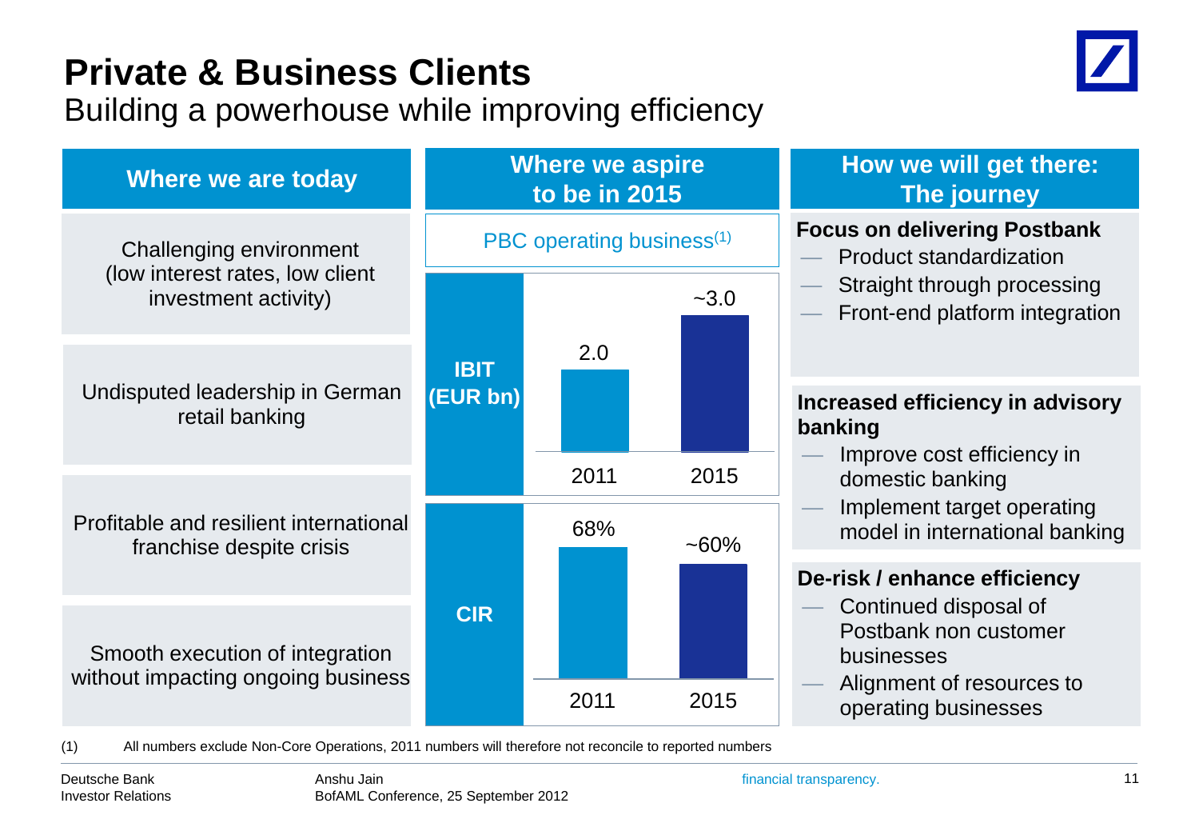# Private & Business Clients

## Building a powerhouse while improving efficiency

### Where we are today

- Challenging environment (low interest rates, low client investment activity)
- Undisputed leadership in German retail banking
- Profitable and resilient international franchise despite crisis
- Smooth execution of integration without impacting ongoing business

### Where we aspire to be in 2015

PBC operating business[1]

| | 2011 | 2015 |
|---|---|---|
| IBIT (EUR bn) | 2.0 | ~3.0 |
| CIR | 68% | ~60% |

### How we will get there: The journey

**Focus on delivering Postbank**
- Product standardization
- Straight through processing
- Front-end platform integration

**Increased efficiency in advisory banking**
- Improve cost efficiency in domestic banking
- Implement target operating model in international banking

**De-risk / enhance efficiency**
- Continued disposal of Postbank non customer businesses
- Alignment of resources to operating businesses

(1) All numbers exclude Non-Core Operations, 2011 numbers will therefore not reconcile to reported numbers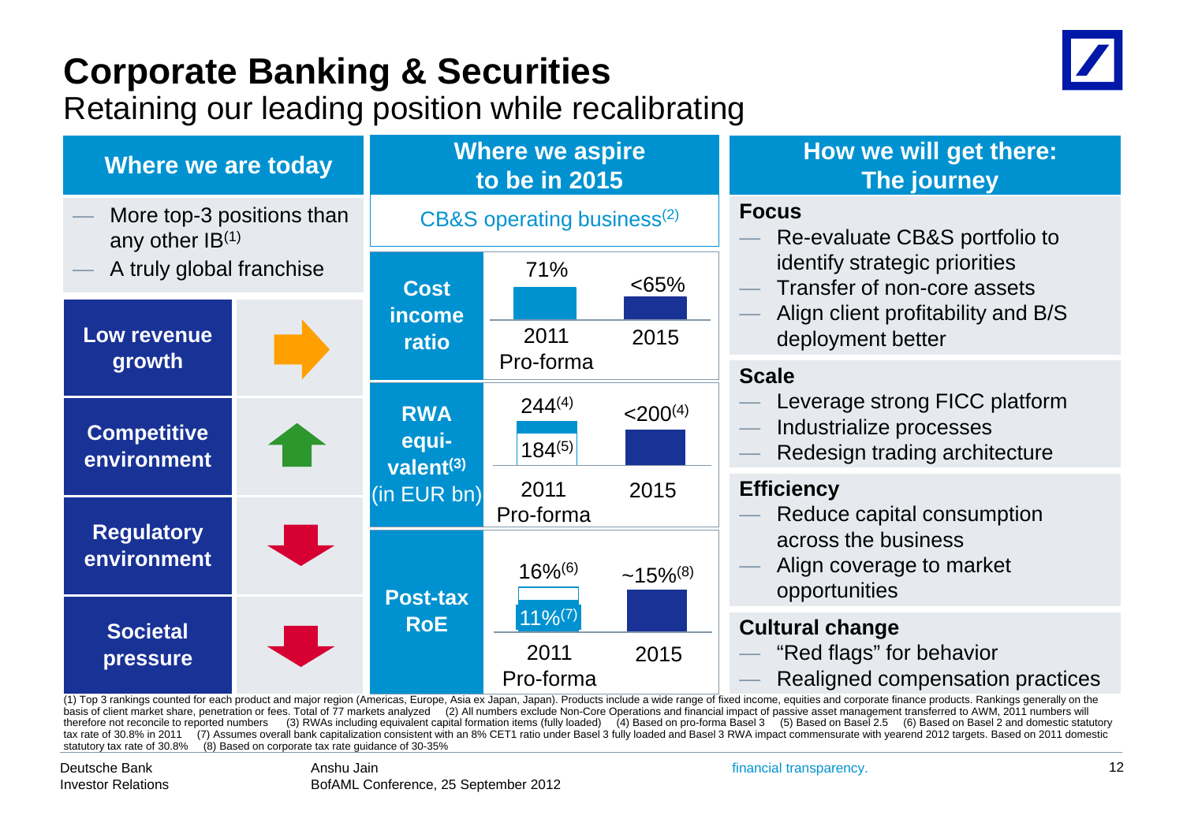# Corporate Banking & Securities

## Retaining our leading position while recalibrating

### Where we are today

- More top-3 positions than any other IB[1]
- A truly global franchise

| Factor | Trend |
|---|---|
| Low revenue growth | → |
| Competitive environment | ↑ |
| Regulatory environment | ↓ |
| Societal pressure | ↓ |

### Where we aspire to be in 2015

CB&S operating business[2]

| Metric | 2011 Pro-forma | 2015 |
|---|---|---|
| Cost income ratio | 71% | <65% |
| RWA equivalent[3] (in EUR bn) | 244[4] / 184[5] | <200[4] |
| Post-tax RoE | 16%[6] / 11%[7] | ~15%[8] |

### How we will get there: The journey

**Focus**
- Re-evaluate CB&S portfolio to identify strategic priorities
- Transfer of non-core assets
- Align client profitability and B/S deployment better

**Scale**
- Leverage strong FICC platform
- Industrialize processes
- Redesign trading architecture

**Efficiency**
- Reduce capital consumption across the business
- Align coverage to market opportunities

**Cultural change**
- "Red flags" for behavior
- Realigned compensation practices

(1) Top 3 rankings counted for each product and major region (Americas, Europe, Asia ex Japan, Japan). Products include a wide range of fixed income, equities and corporate finance products. Rankings generally on the basis of client market share, penetration or fees. Total of 77 markets analyzed (2) All numbers exclude Non-Core Operations and financial impact of passive asset management transferred to AWM, 2011 numbers will therefore not reconcile to reported numbers (3) RWAs including equivalent capital formation items (fully loaded) (4) Based on pro-forma Basel 3 (5) Based on Basel 2.5 (6) Based on Basel 2 and domestic statutory tax rate of 30.8% in 2011 (7) Assumes overall bank capitalization consistent with an 8% CET1 ratio under Basel 3 fully loaded and Basel 3 RWA impact commensurate with yearend 2012 targets. Based on 2011 domestic statutory tax rate of 30.8% (8) Based on corporate tax rate guidance of 30-35%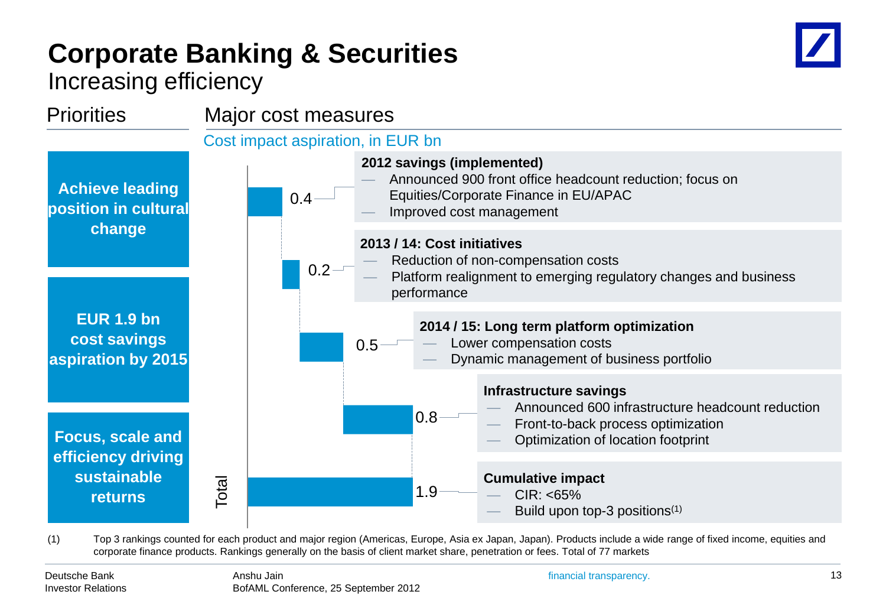# Corporate Banking & Securities

## Increasing efficiency

### Priorities

**Achieve leading position in cultural change**

**EUR 1.9 bn cost savings aspiration by 2015**

**Focus, scale and efficiency driving sustainable returns**

### Major cost measures

Cost impact aspiration, in EUR bn

| Cost impact (EUR bn) | Measures |
|---|---|
| 0.4 | **2012 savings (implemented)**<br>— Announced 900 front office headcount reduction; focus on Equities/Corporate Finance in EU/APAC<br>— Improved cost management |
| 0.2 | **2013 / 14: Cost initiatives**<br>— Reduction of non-compensation costs<br>— Platform realignment to emerging regulatory changes and business performance |
| 0.5 | **2014 / 15: Long term platform optimization**<br>— Lower compensation costs<br>— Dynamic management of business portfolio |
| 0.8 | **Infrastructure savings**<br>— Announced 600 infrastructure headcount reduction<br>— Front-to-back process optimization<br>— Optimization of location footprint |
| Total: 1.9 | **Cumulative impact**<br>— CIR: <65%<br>— Build upon top-3 positions(1) |

(1) Top 3 rankings counted for each product and major region (Americas, Europe, Asia ex Japan, Japan). Products include a wide range of fixed income, equities and corporate finance products. Rankings generally on the basis of client market share, penetration or fees. Total of 77 markets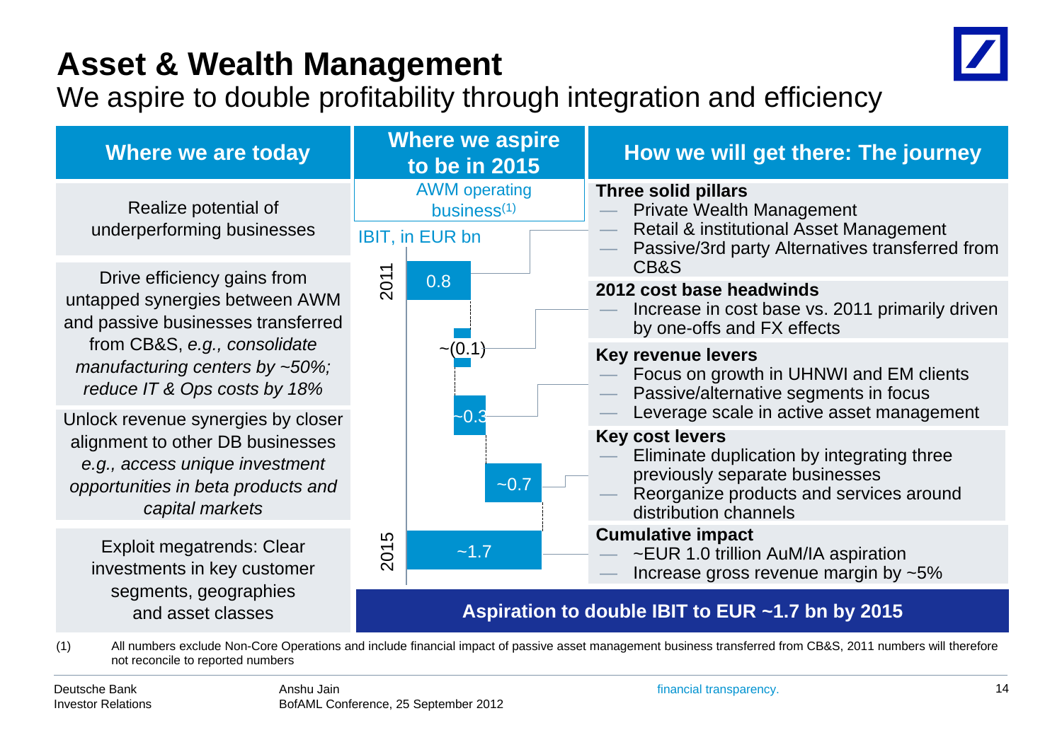# Asset & Wealth Management

We aspire to double profitability through integration and efficiency

| Where we are today | Where we aspire to be in 2015 | How we will get there: The journey |
|---|---|---|
| Realize potential of underperforming businesses | AWM operating business(1)<br>IBIT, in EUR bn<br>2011: 0.8 | **Three solid pillars**<br>— Private Wealth Management<br>— Retail & institutional Asset Management<br>— Passive/3rd party Alternatives transferred from CB&S |
| Drive efficiency gains from untapped synergies between AWM and passive businesses transferred from CB&S, *e.g., consolidate manufacturing centers by ~50%; reduce IT & Ops costs by 18%* | ~(0.1) | **2012 cost base headwinds**<br>— Increase in cost base vs. 2011 primarily driven by one-offs and FX effects |
| Unlock revenue synergies by closer alignment to other DB businesses *e.g., access unique investment opportunities in beta products and capital markets* | ~0.3 | **Key revenue levers**<br>— Focus on growth in UHNWI and EM clients<br>— Passive/alternative segments in focus<br>— Leverage scale in active asset management |
| | ~0.7 | **Key cost levers**<br>— Eliminate duplication by integrating three previously separate businesses<br>— Reorganize products and services around distribution channels |
| Exploit megatrends: Clear investments in key customer segments, geographies and asset classes | 2015: ~1.7 | **Cumulative impact**<br>— ~EUR 1.0 trillion AuM/IA aspiration<br>— Increase gross revenue margin by ~5% |

**Aspiration to double IBIT to EUR ~1.7 bn by 2015**

(1) All numbers exclude Non-Core Operations and include financial impact of passive asset management business transferred from CB&S, 2011 numbers will therefore not reconcile to reported numbers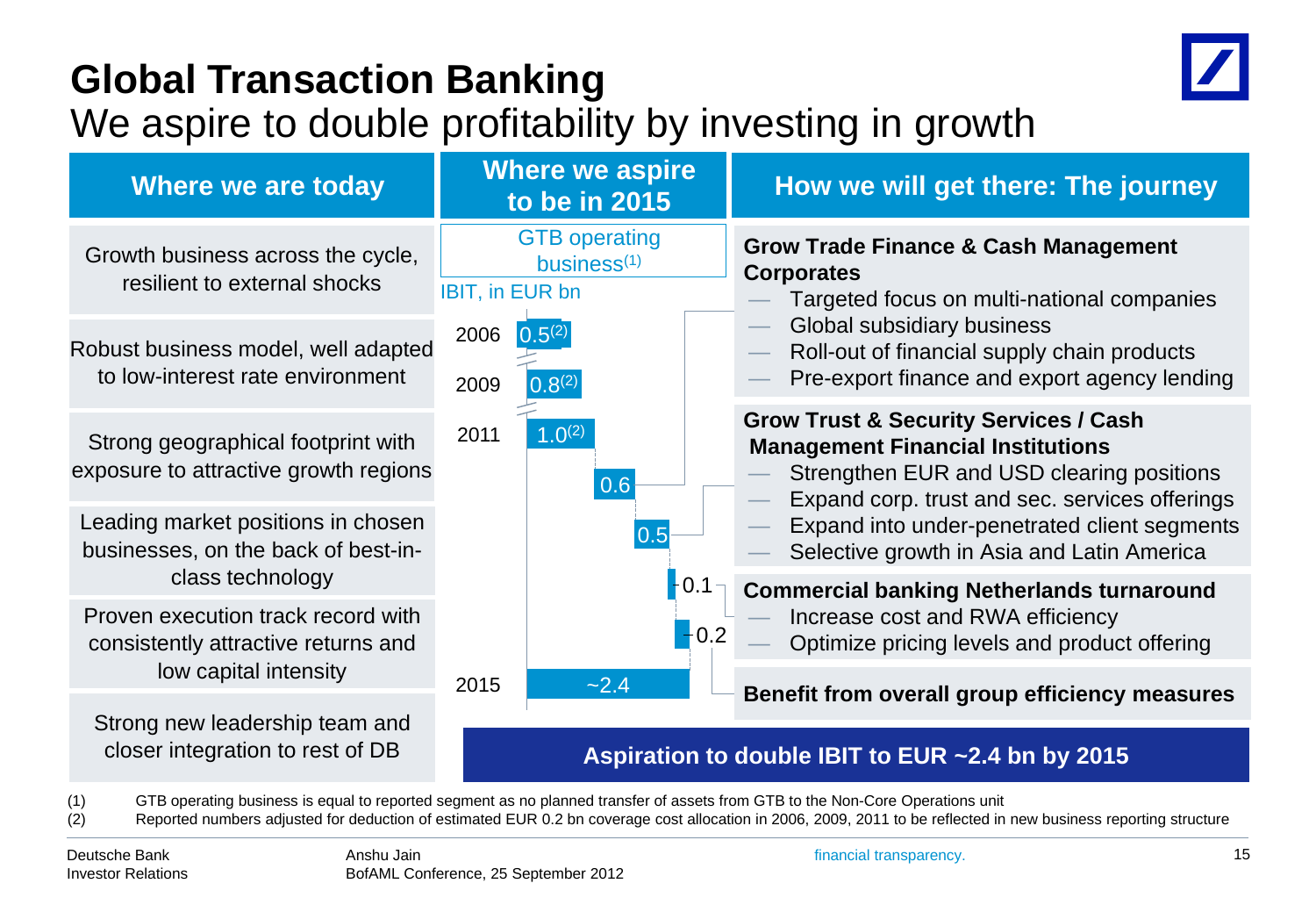# Global Transaction Banking

## We aspire to double profitability by investing in growth

### Where we are today

- Growth business across the cycle, resilient to external shocks
- Robust business model, well adapted to low-interest rate environment
- Strong geographical footprint with exposure to attractive growth regions
- Leading market positions in chosen businesses, on the back of best-in-class technology
- Proven execution track record with consistently attractive returns and low capital intensity
- Strong new leadership team and closer integration to rest of DB

### Where we aspire to be in 2015

GTB operating business[(1)]

IBIT, in EUR bn

| Year / Driver | IBIT |
|---|---|
| 2006 | 0.5[(2)] |
| 2009 | 0.8[(2)] |
| 2011 | 1.0[(2)] |
| Grow Trade Finance & Cash Management Corporates | 0.6 |
| Grow Trust & Security Services / Cash Management Financial Institutions | 0.5 |
| Commercial banking Netherlands turnaround | 0.1 |
| Benefit from overall group efficiency measures | 0.2 |
| 2015 | ~2.4 |

### How we will get there: The journey

**Grow Trade Finance & Cash Management Corporates**

- Targeted focus on multi-national companies
- Global subsidiary business
- Roll-out of financial supply chain products
- Pre-export finance and export agency lending

**Grow Trust & Security Services / Cash Management Financial Institutions**

- Strengthen EUR and USD clearing positions
- Expand corp. trust and sec. services offerings
- Expand into under-penetrated client segments
- Selective growth in Asia and Latin America

**Commercial banking Netherlands turnaround**

- Increase cost and RWA efficiency
- Optimize pricing levels and product offering

**Benefit from overall group efficiency measures**

**Aspiration to double IBIT to EUR ~2.4 bn by 2015**

(1) GTB operating business is equal to reported segment as no planned transfer of assets from GTB to the Non-Core Operations unit

(2) Reported numbers adjusted for deduction of estimated EUR 0.2 bn coverage cost allocation in 2006, 2009, 2011 to be reflected in new business reporting structure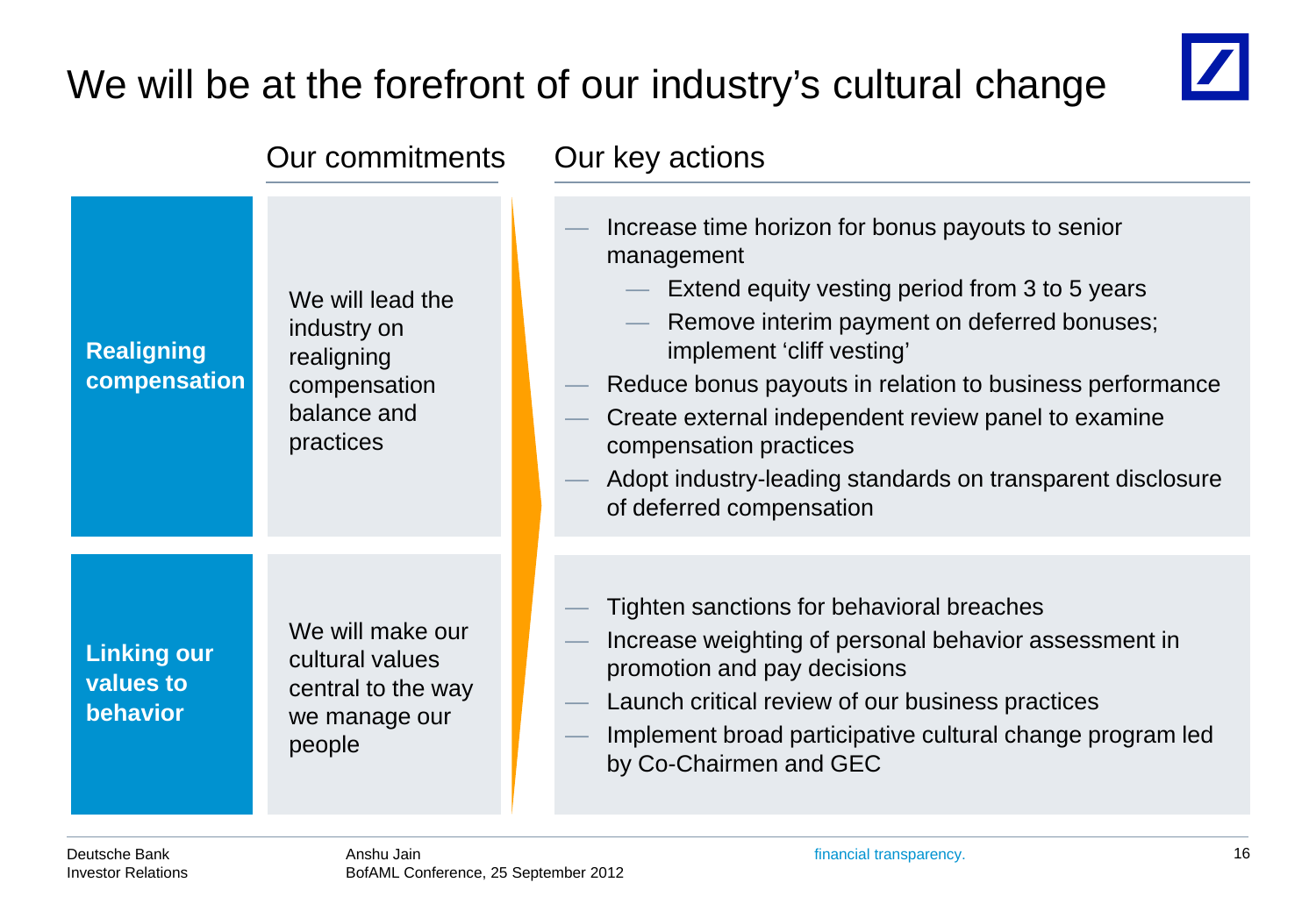# We will be at the forefront of our industry's cultural change

| | Our commitments | Our key actions |
|---|---|---|
| **Realigning compensation** | We will lead the industry on realigning compensation balance and practices | — Increase time horizon for bonus payouts to senior management<br>  — Extend equity vesting period from 3 to 5 years<br>  — Remove interim payment on deferred bonuses; implement 'cliff vesting'<br>— Reduce bonus payouts in relation to business performance<br>— Create external independent review panel to examine compensation practices<br>— Adopt industry-leading standards on transparent disclosure of deferred compensation |
| **Linking our values to behavior** | We will make our cultural values central to the way we manage our people | — Tighten sanctions for behavioral breaches<br>— Increase weighting of personal behavior assessment in promotion and pay decisions<br>— Launch critical review of our business practices<br>— Implement broad participative cultural change program led by Co-Chairmen and GEC |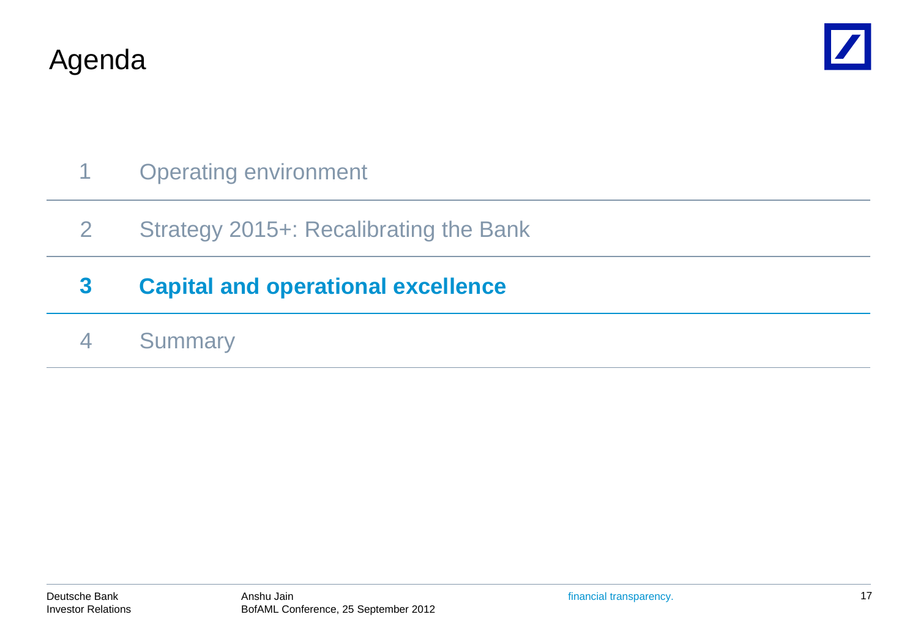# Agenda

1 Operating environment

2 Strategy 2015+: Recalibrating the Bank

**3 Capital and operational excellence**

4 Summary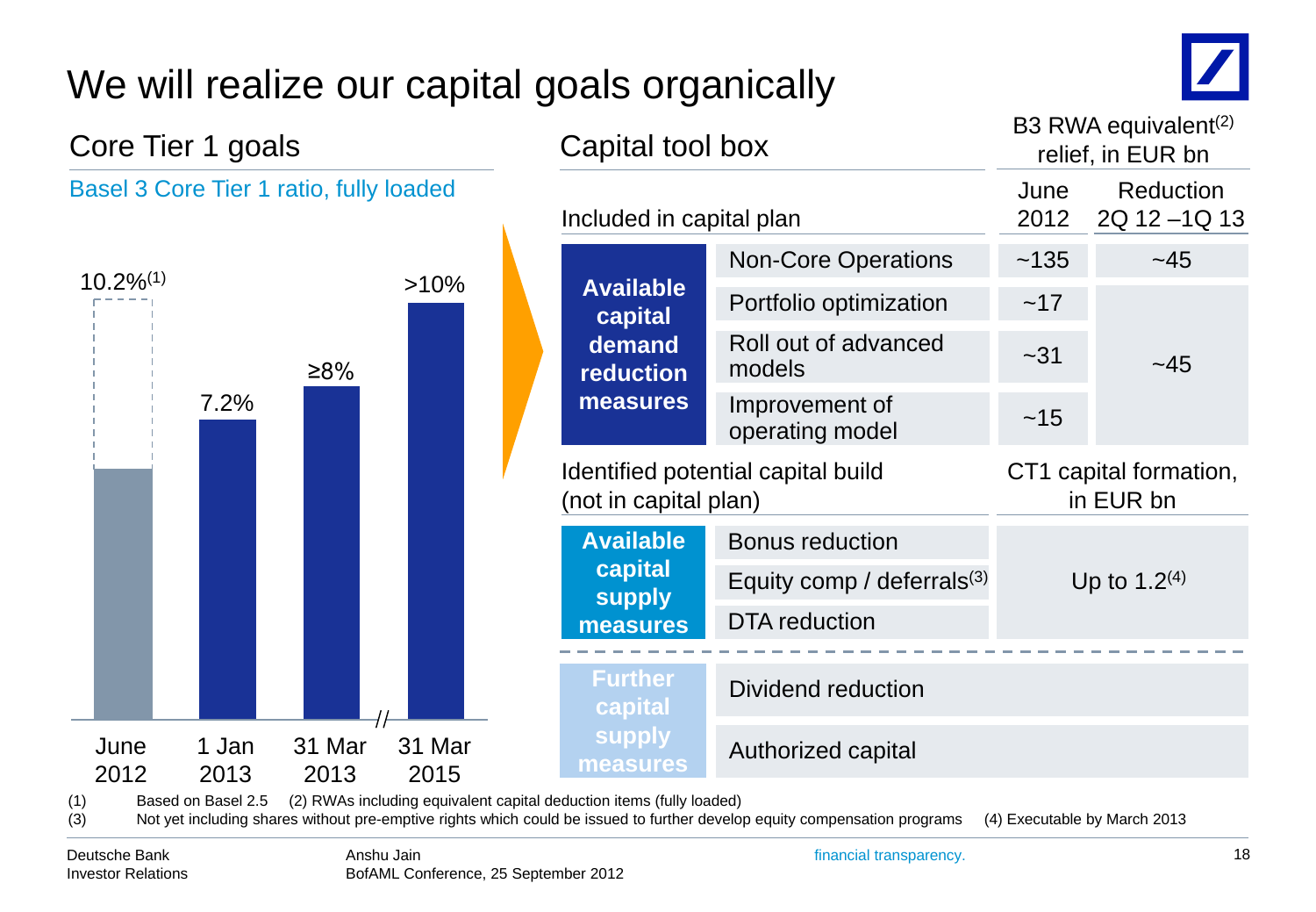# We will realize our capital goals organically

## Core Tier 1 goals

Basel 3 Core Tier 1 ratio, fully loaded

| June 2012 | 1 Jan 2013 | 31 Mar 2013 | 31 Mar 2015 |
|---|---|---|---|
| 10.2%[1] | 7.2% | ≥8% | >10% |

## Capital tool box

| Included in capital plan | | B3 RWA equivalent[2] relief, in EUR bn: June 2012 | B3 RWA equivalent[2] relief, in EUR bn: Reduction 2Q 12 –1Q 13 |
|---|---|---|---|
| **Available capital demand reduction measures** | Non-Core Operations | ~135 | ~45 |
| | Portfolio optimization | ~17 | ~45 |
| | Roll out of advanced models | ~31 | |
| | Improvement of operating model | ~15 | |

| Identified potential capital build (not in capital plan) | | CT1 capital formation, in EUR bn |
|---|---|---|
| **Available capital supply measures** | Bonus reduction | Up to 1.2[4] |
| | Equity comp / deferrals[3] | |
| | DTA reduction | |
| **Further capital supply measures** | Dividend reduction | |
| | Authorized capital | |

(1) Based on Basel 2.5 (2) RWAs including equivalent capital deduction items (fully loaded)
(3) Not yet including shares without pre-emptive rights which could be issued to further develop equity compensation programs (4) Executable by March 2013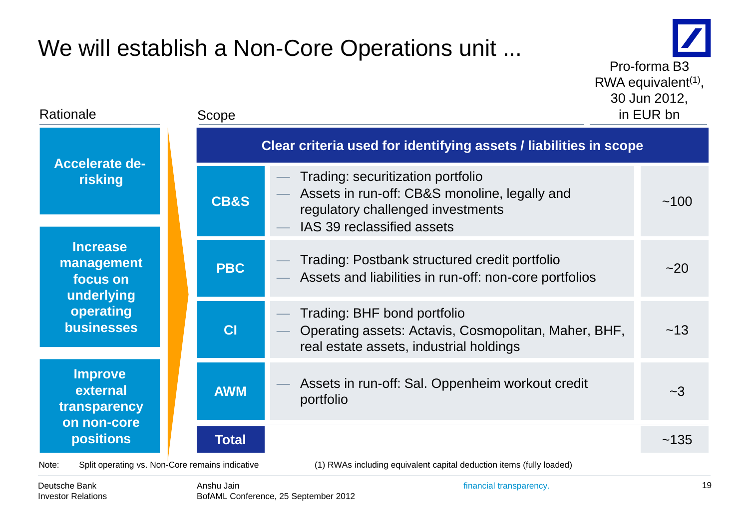# We will establish a Non-Core Operations unit ...

**Rationale**

- **Accelerate de-risking**
- **Increase management focus on underlying operating businesses**
- **Improve external transparency on non-core positions**

**Scope**

| Clear criteria used for identifying assets / liabilities in scope | | Pro-forma B3 RWA equivalent(1), 30 Jun 2012, in EUR bn |
|---|---|---|
| **CB&S** | — Trading: securitization portfolio<br>— Assets in run-off: CB&S monoline, legally and regulatory challenged investments<br>— IAS 39 reclassified assets | ~100 |
| **PBC** | — Trading: Postbank structured credit portfolio<br>— Assets and liabilities in run-off: non-core portfolios | ~20 |
| **CI** | — Trading: BHF bond portfolio<br>— Operating assets: Actavis, Cosmopolitan, Maher, BHF, real estate assets, industrial holdings | ~13 |
| **AWM** | — Assets in run-off: Sal. Oppenheim workout credit portfolio | ~3 |
| **Total** | | ~135 |

Note: Split operating vs. Non-Core remains indicative

(1) RWAs including equivalent capital deduction items (fully loaded)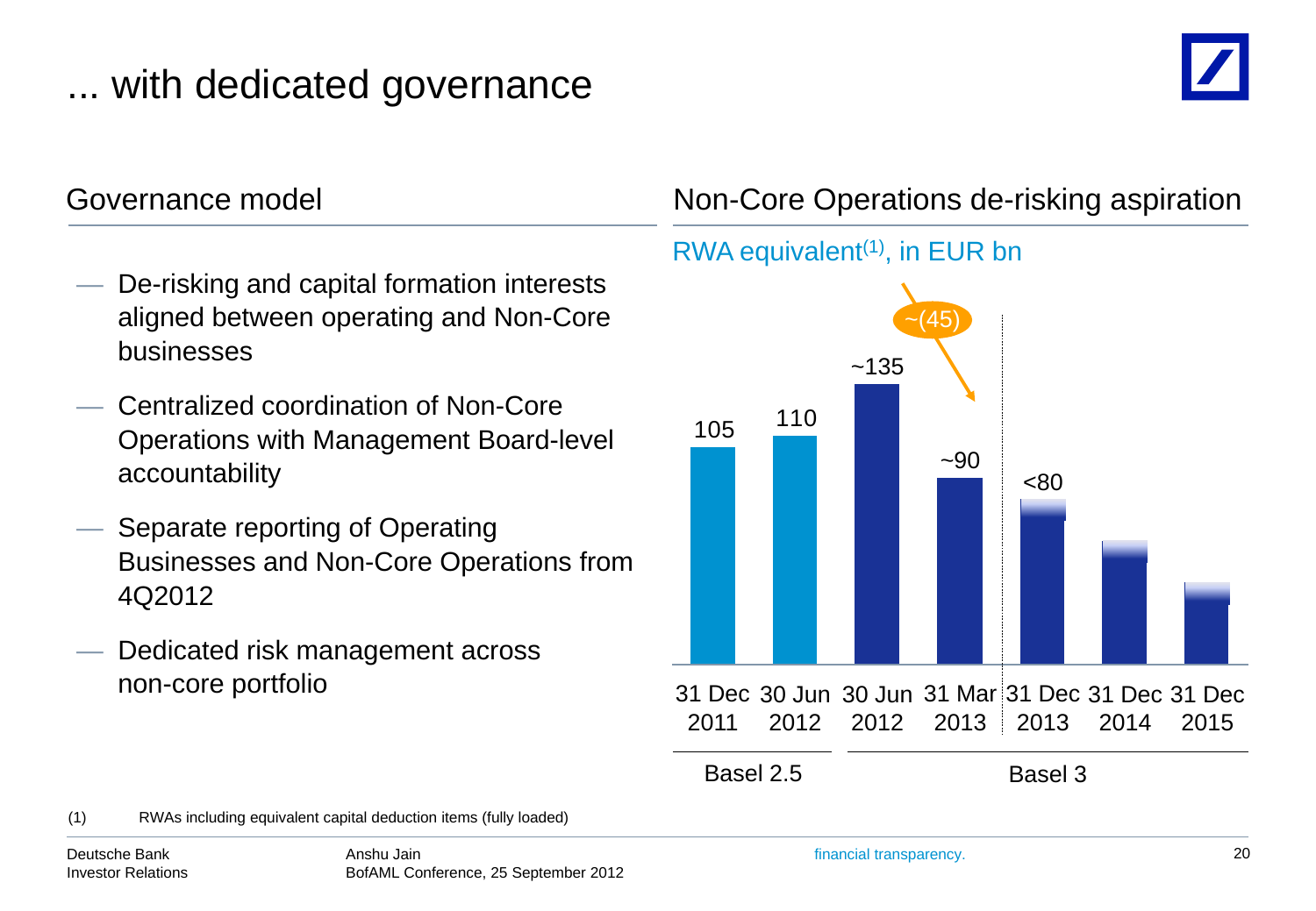# ... with dedicated governance

## Governance model

- De-risking and capital formation interests aligned between operating and Non-Core businesses
- Centralized coordination of Non-Core Operations with Management Board-level accountability
- Separate reporting of Operating Businesses and Non-Core Operations from 4Q2012
- Dedicated risk management across non-core portfolio

## Non-Core Operations de-risking aspiration

RWA equivalent[1], in EUR bn

| | 31 Dec 2011 | 30 Jun 2012 | 30 Jun 2012 | 31 Mar 2013 | 31 Dec 2013 | 31 Dec 2014 | 31 Dec 2015 |
|---|---|---|---|---|---|---|---|
| RWA equivalent | 105 | 110 | ~135 | ~90 | <80 | | |
| | Basel 2.5 | | Basel 3 | | | | |

~(45)

(1) RWAs including equivalent capital deduction items (fully loaded)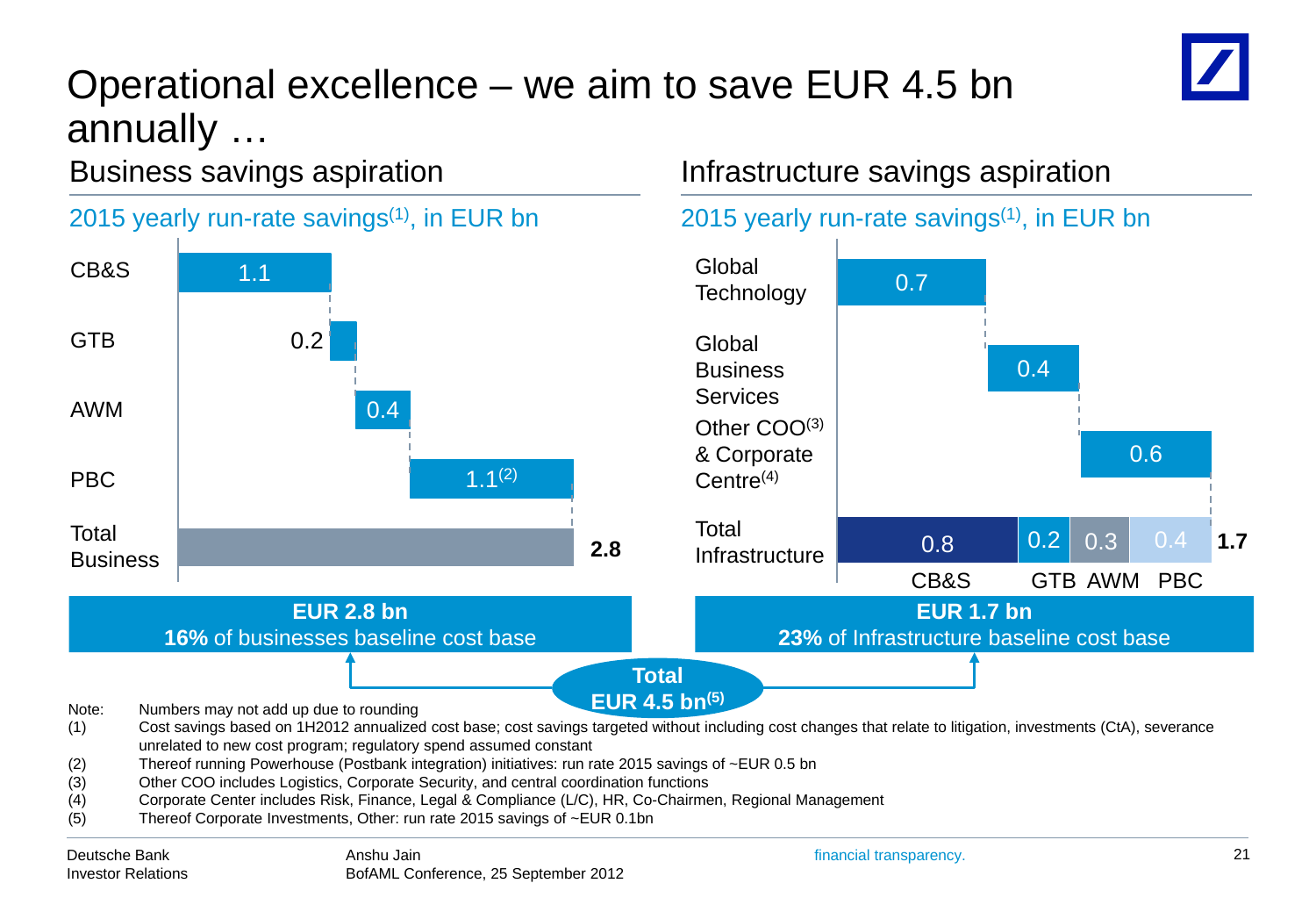# Operational excellence – we aim to save EUR 4.5 bn annually …

## Business savings aspiration

2015 yearly run-rate savings[(1)], in EUR bn

| Segment | Savings |
|---|---|
| CB&S | 1.1 |
| GTB | 0.2 |
| AWM | 0.4 |
| PBC | 1.1[(2)] |
| Total Business | 2.8 |

**EUR 2.8 bn**
**16%** of businesses baseline cost base

## Infrastructure savings aspiration

2015 yearly run-rate savings[(1)], in EUR bn

| Area | Savings |
|---|---|
| Global Technology | 0.7 |
| Global Business Services | 0.4 |
| Other COO[(3)] & Corporate Centre[(4)] | 0.6 |
| Total Infrastructure | 1.7 |

Total Infrastructure by business: CB&S 0.8, GTB 0.2, AWM 0.3, PBC 0.4

**EUR 1.7 bn**
**23%** of Infrastructure baseline cost base

**Total EUR 4.5 bn[(5)]**

Note: Numbers may not add up due to rounding
(1) Cost savings based on 1H2012 annualized cost base; cost savings targeted without including cost changes that relate to litigation, investments (CtA), severance unrelated to new cost program; regulatory spend assumed constant
(2) Thereof running Powerhouse (Postbank integration) initiatives: run rate 2015 savings of ~EUR 0.5 bn
(3) Other COO includes Logistics, Corporate Security, and central coordination functions
(4) Corporate Center includes Risk, Finance, Legal & Compliance (L/C), HR, Co-Chairmen, Regional Management
(5) Thereof Corporate Investments, Other: run rate 2015 savings of ~EUR 0.1bn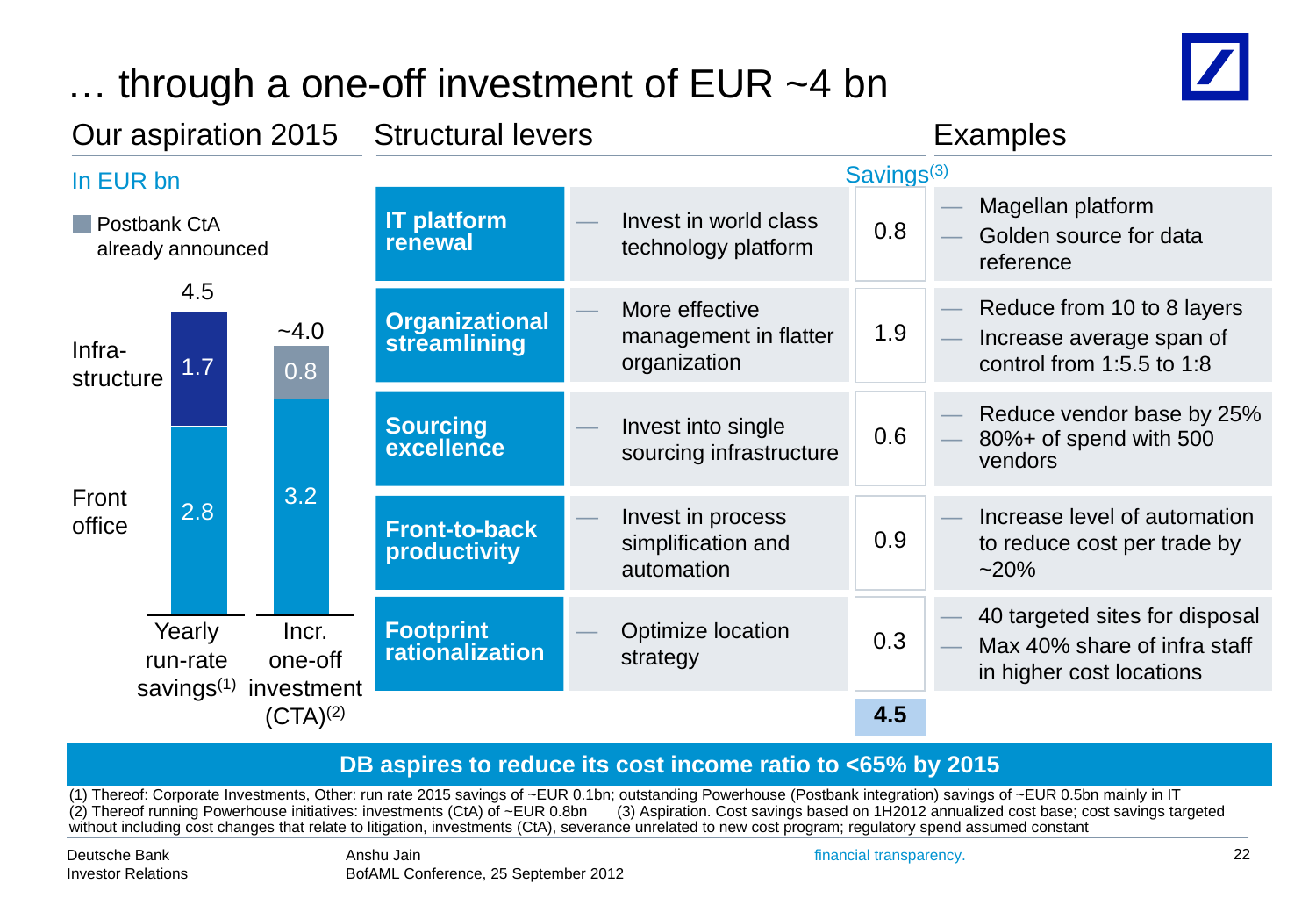# … through a one-off investment of EUR ~4 bn

## Our aspiration 2015

In EUR bn

Postbank CtA already announced

| | Yearly run-rate savings[1] | Incr. one-off investment (CTA)[2] |
|---|---|---|
| Total | 4.5 | ~4.0 |
| Infra-structure | 1.7 | 0.8 |
| Front office | 2.8 | 3.2 |

## Structural levers / Examples

| Structural levers | | Savings[3] | Examples |
|---|---|---|---|
| **IT platform renewal** | — Invest in world class technology platform | 0.8 | — Magellan platform<br>— Golden source for data reference |
| **Organizational streamlining** | — More effective management in flatter organization | 1.9 | — Reduce from 10 to 8 layers<br>— Increase average span of control from 1:5.5 to 1:8 |
| **Sourcing excellence** | — Invest into single sourcing infrastructure | 0.6 | — Reduce vendor base by 25%<br>— 80%+ of spend with 500 vendors |
| **Front-to-back productivity** | — Invest in process simplification and automation | 0.9 | — Increase level of automation to reduce cost per trade by ~20% |
| **Footprint rationalization** | — Optimize location strategy | 0.3 | — 40 targeted sites for disposal<br>— Max 40% share of infra staff in higher cost locations |
| | | **4.5** | |

**DB aspires to reduce its cost income ratio to <65% by 2015**

(1) Thereof: Corporate Investments, Other: run rate 2015 savings of ~EUR 0.1bn; outstanding Powerhouse (Postbank integration) savings of ~EUR 0.5bn mainly in IT
(2) Thereof running Powerhouse initiatives: investments (CtA) of ~EUR 0.8bn (3) Aspiration. Cost savings based on 1H2012 annualized cost base; cost savings targeted without including cost changes that relate to litigation, investments (CtA), severance unrelated to new cost program; regulatory spend assumed constant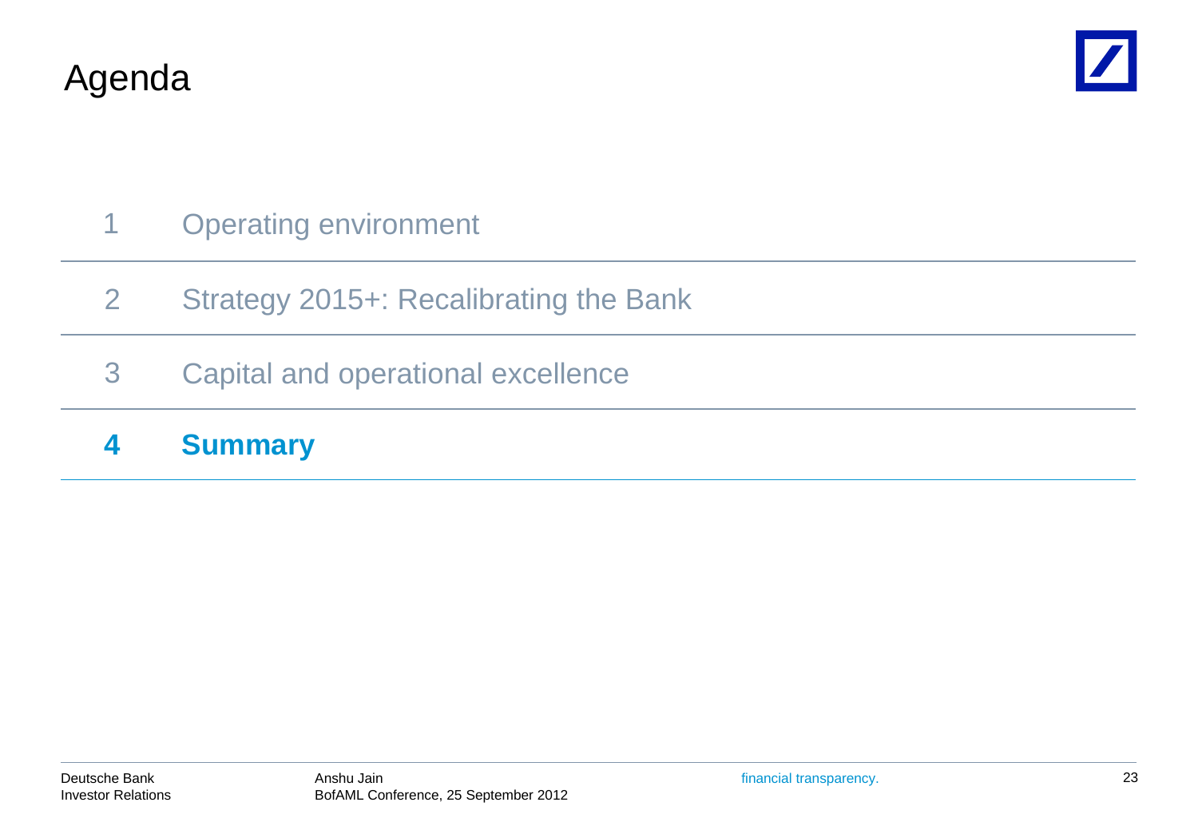# Agenda

1 Operating environment

2 Strategy 2015+: Recalibrating the Bank

3 Capital and operational excellence

**4 Summary**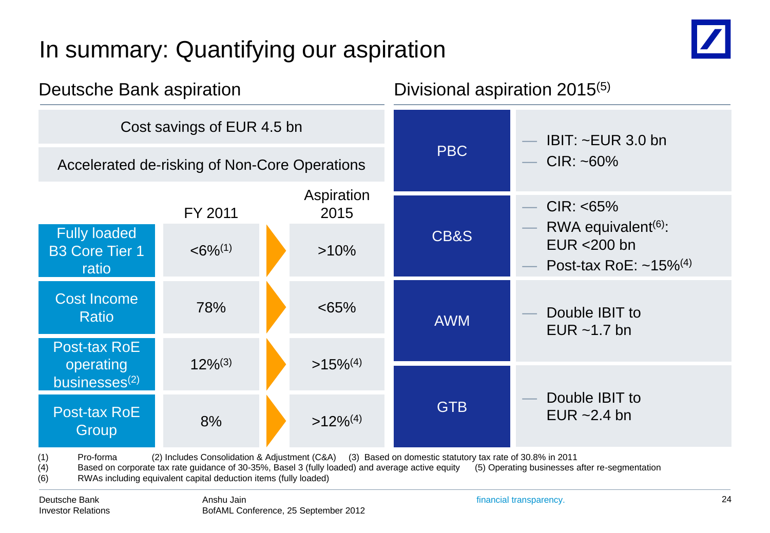# In summary: Quantifying our aspiration

## Deutsche Bank aspiration

Cost savings of EUR 4.5 bn

Accelerated de-risking of Non-Core Operations

| | FY 2011 | Aspiration 2015 |
|---|---|---|
| Fully loaded B3 Core Tier 1 ratio | <6%[1] | >10% |
| Cost Income Ratio | 78% | <65% |
| Post-tax RoE operating businesses[2] | 12%[3] | >15%[4] |
| Post-tax RoE Group | 8% | >12%[4] |

## Divisional aspiration 2015[5]

| Division | Aspiration |
|---|---|
| PBC | — IBIT: ~EUR 3.0 bn<br>— CIR: ~60% |
| CB&S | — CIR: <65%<br>— RWA equivalent[6]: EUR <200 bn<br>— Post-tax RoE: ~15%[4] |
| AWM | — Double IBIT to EUR ~1.7 bn |
| GTB | — Double IBIT to EUR ~2.4 bn |

(1) Pro-forma (2) Includes Consolidation & Adjustment (C&A) (3) Based on domestic statutory tax rate of 30.8% in 2011
(4) Based on corporate tax rate guidance of 30-35%, Basel 3 (fully loaded) and average active equity (5) Operating businesses after re-segmentation
(6) RWAs including equivalent capital deduction items (fully loaded)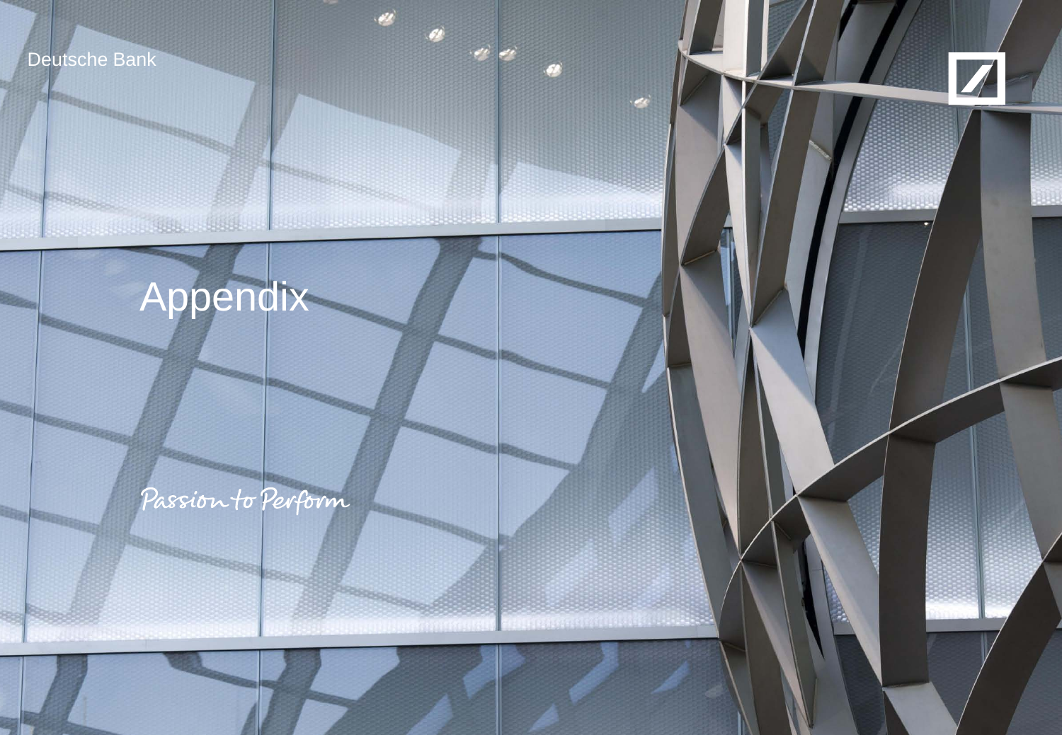Deutsche Bank

# Appendix

*Passion to Perform*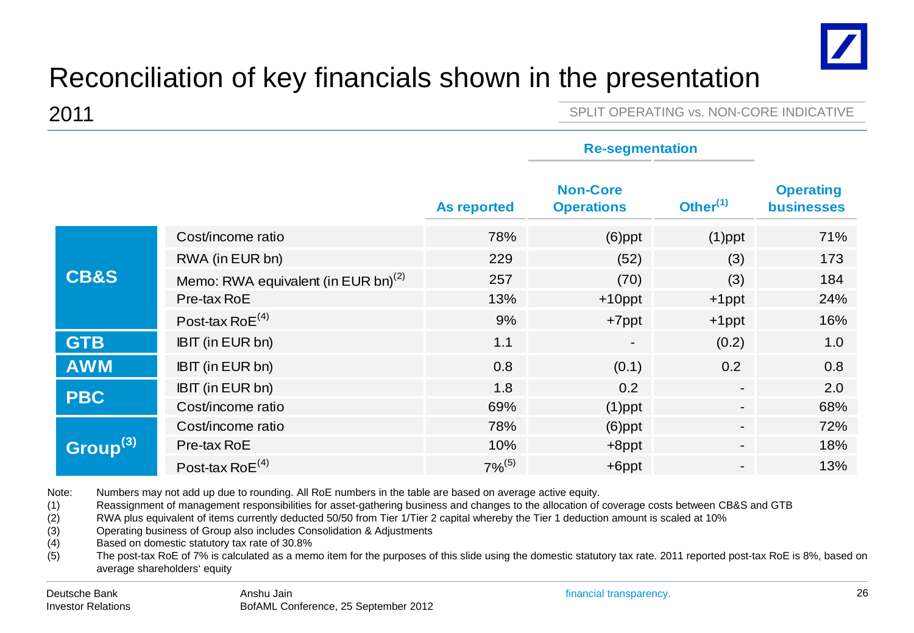# Reconciliation of key financials shown in the presentation

2011

SPLIT OPERATING vs. NON-CORE INDICATIVE

| | | As reported | Re-segmentation: Non-Core Operations | Re-segmentation: Other[1] | Operating businesses |
|---|---|---|---|---|---|
| **CB&S** | Cost/income ratio | 78% | (6)ppt | (1)ppt | 71% |
| | RWA (in EUR bn) | 229 | (52) | (3) | 173 |
| | Memo: RWA equivalent (in EUR bn)[2] | 257 | (70) | (3) | 184 |
| | Pre-tax RoE | 13% | +10ppt | +1ppt | 24% |
| | Post-tax RoE[4] | 9% | +7ppt | +1ppt | 16% |
| **GTB** | IBIT (in EUR bn) | 1.1 | - | (0.2) | 1.0 |
| **AWM** | IBIT (in EUR bn) | 0.8 | (0.1) | 0.2 | 0.8 |
| **PBC** | IBIT (in EUR bn) | 1.8 | 0.2 | - | 2.0 |
| | Cost/income ratio | 69% | (1)ppt | - | 68% |
| **Group[3]** | Cost/income ratio | 78% | (6)ppt | - | 72% |
| | Pre-tax RoE | 10% | +8ppt | - | 18% |
| | Post-tax RoE[4] | 7%[5] | +6ppt | - | 13% |

Note: Numbers may not add up due to rounding. All RoE numbers in the table are based on average active equity.

(1) Reassignment of management responsibilities for asset-gathering business and changes to the allocation of coverage costs between CB&S and GTB

(2) RWA plus equivalent of items currently deducted 50/50 from Tier 1/Tier 2 capital whereby the Tier 1 deduction amount is scaled at 10%

(3) Operating business of Group also includes Consolidation & Adjustments

(4) Based on domestic statutory tax rate of 30.8%

(5) The post-tax RoE of 7% is calculated as a memo item for the purposes of this slide using the domestic statutory tax rate. 2011 reported post-tax RoE is 8%, based on average shareholders' equity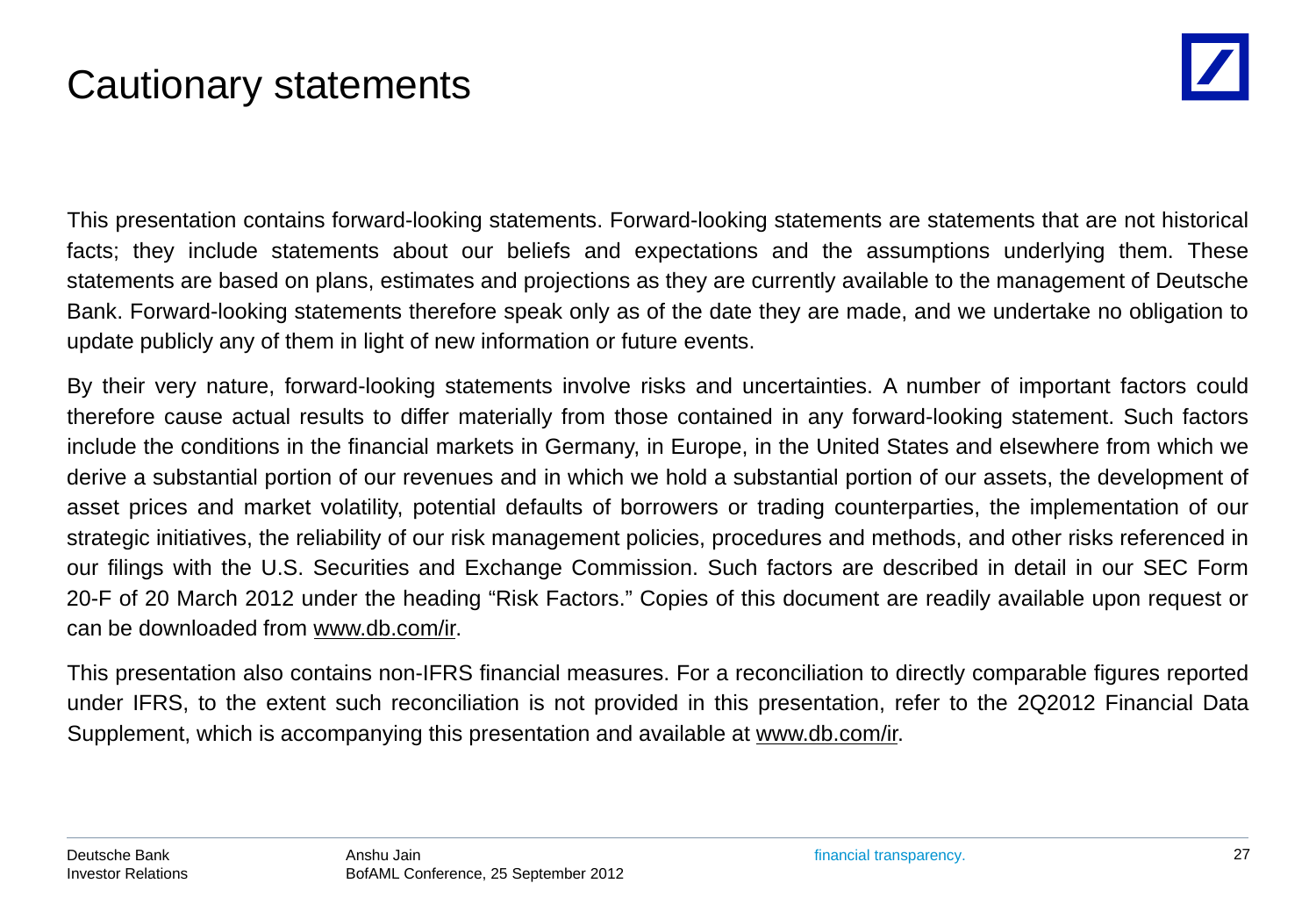# Cautionary statements

This presentation contains forward-looking statements. Forward-looking statements are statements that are not historical facts; they include statements about our beliefs and expectations and the assumptions underlying them. These statements are based on plans, estimates and projections as they are currently available to the management of Deutsche Bank. Forward-looking statements therefore speak only as of the date they are made, and we undertake no obligation to update publicly any of them in light of new information or future events.

By their very nature, forward-looking statements involve risks and uncertainties. A number of important factors could therefore cause actual results to differ materially from those contained in any forward-looking statement. Such factors include the conditions in the financial markets in Germany, in Europe, in the United States and elsewhere from which we derive a substantial portion of our revenues and in which we hold a substantial portion of our assets, the development of asset prices and market volatility, potential defaults of borrowers or trading counterparties, the implementation of our strategic initiatives, the reliability of our risk management policies, procedures and methods, and other risks referenced in our filings with the U.S. Securities and Exchange Commission. Such factors are described in detail in our SEC Form 20-F of 20 March 2012 under the heading "Risk Factors." Copies of this document are readily available upon request or can be downloaded from www.db.com/ir.

This presentation also contains non-IFRS financial measures. For a reconciliation to directly comparable figures reported under IFRS, to the extent such reconciliation is not provided in this presentation, refer to the 2Q2012 Financial Data Supplement, which is accompanying this presentation and available at www.db.com/ir.